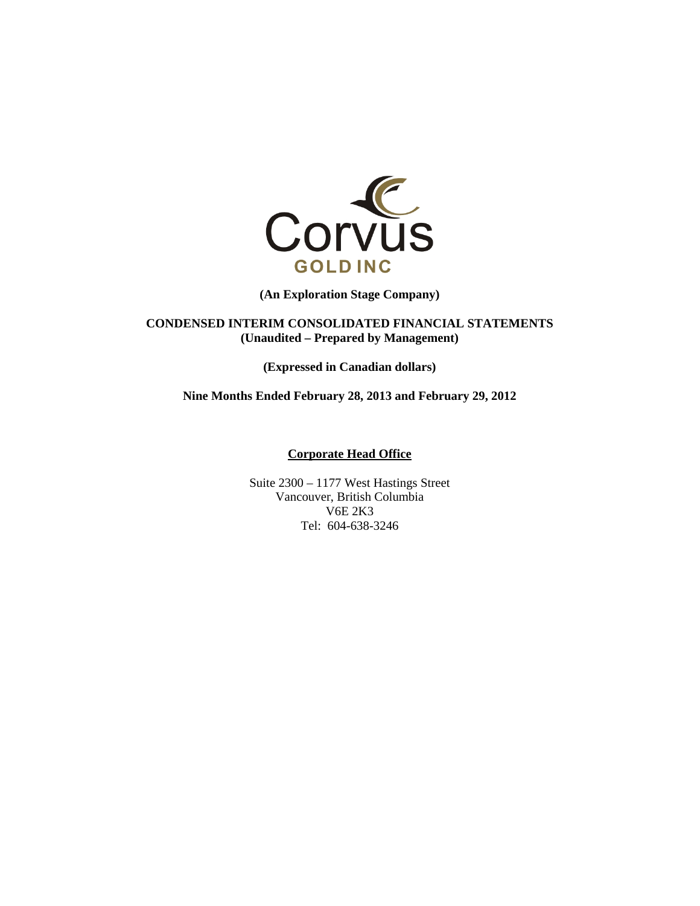Corvus

GOLD INC

**(An Exploration Stage Company)**

**CONDENSED INTERIM CONSOLIDATED FINANCIAL STATEMENTS**
**(Unaudited – Prepared by Management)**

**(Expressed in Canadian dollars)**

**Nine Months Ended February 28, 2013 and February 29, 2012**

**Corporate Head Office**

Suite 2300 – 1177 West Hastings Street
Vancouver, British Columbia
V6E 2K3
Tel: 604-638-3246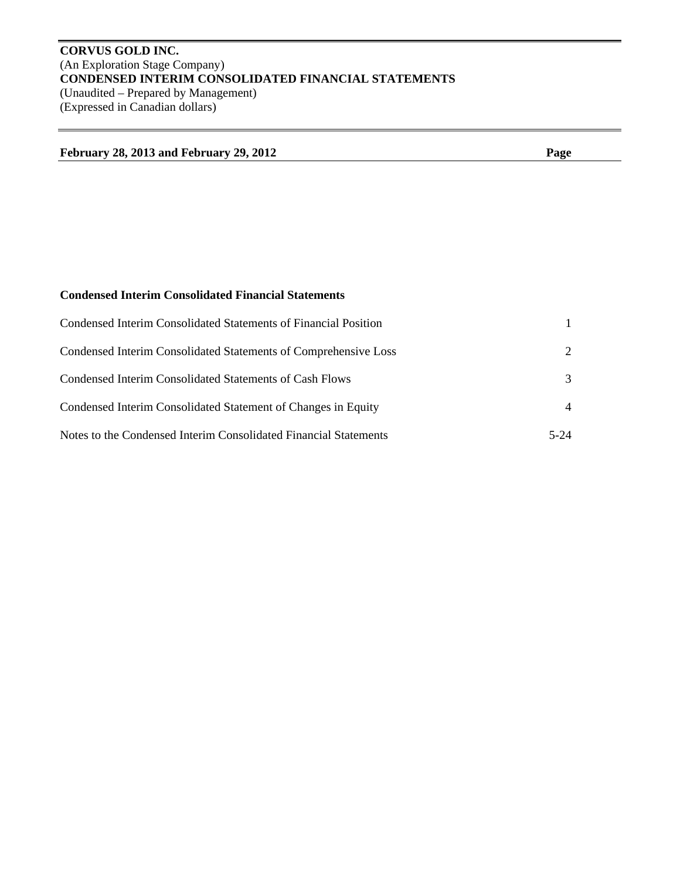**CORVUS GOLD INC.**
(An Exploration Stage Company)
**CONDENSED INTERIM CONSOLIDATED FINANCIAL STATEMENTS**
(Unaudited – Prepared by Management)
(Expressed in Canadian dollars)

| **February 28, 2013 and February 29, 2012** | **Page** |
|---|---|

**Condensed Interim Consolidated Financial Statements**

| | |
|---|---|
| Condensed Interim Consolidated Statements of Financial Position | 1 |
| Condensed Interim Consolidated Statements of Comprehensive Loss | 2 |
| Condensed Interim Consolidated Statements of Cash Flows | 3 |
| Condensed Interim Consolidated Statement of Changes in Equity | 4 |
| Notes to the Condensed Interim Consolidated Financial Statements | 5-24 |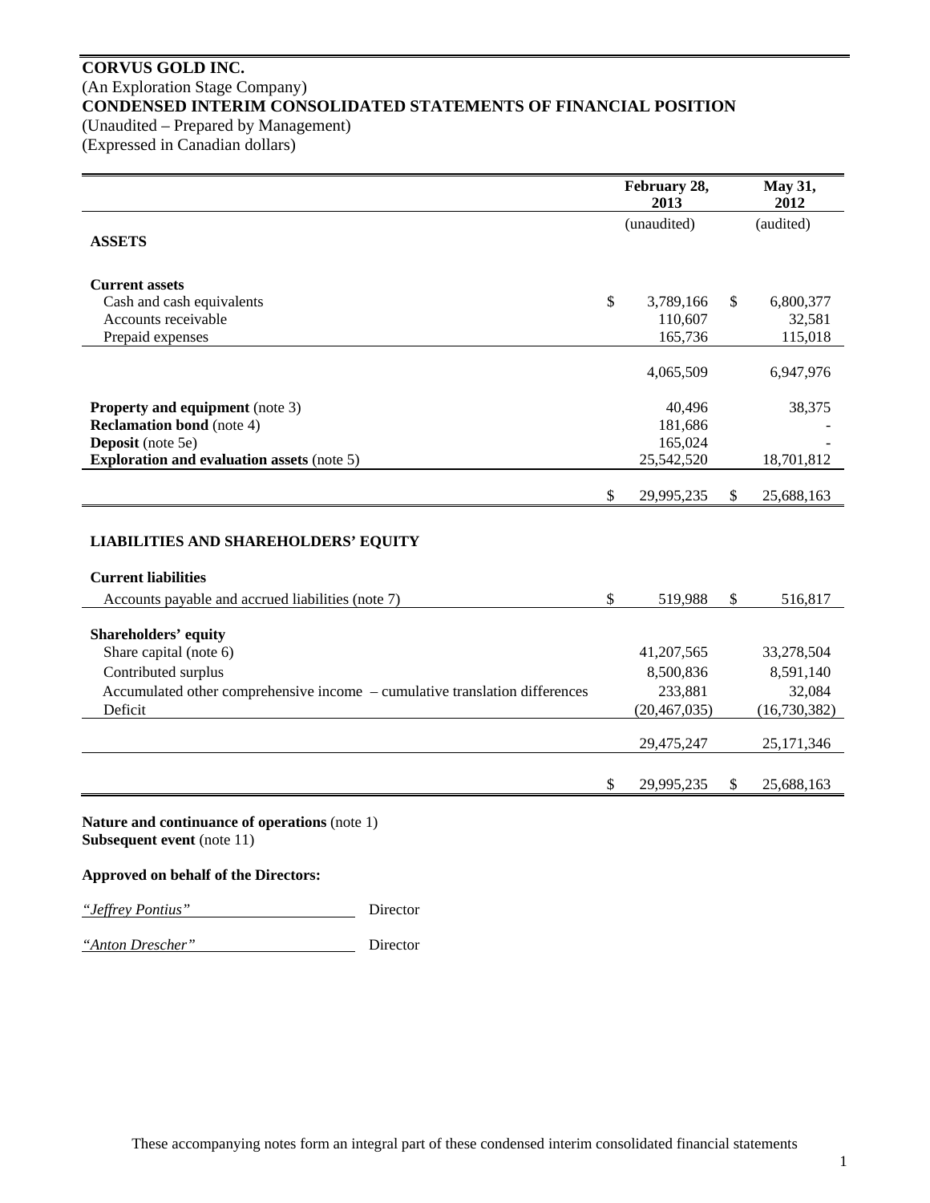**CORVUS GOLD INC.**
(An Exploration Stage Company)
**CONDENSED INTERIM CONSOLIDATED STATEMENTS OF FINANCIAL POSITION**
(Unaudited – Prepared by Management)
(Expressed in Canadian dollars)

| | February 28, 2013 | May 31, 2012 |
|---|---|---|
| | (unaudited) | (audited) |
| **ASSETS** | | |
| **Current assets** | | |
| Cash and cash equivalents | $ 3,789,166 | $ 6,800,377 |
| Accounts receivable | 110,607 | 32,581 |
| Prepaid expenses | 165,736 | 115,018 |
| | 4,065,509 | 6,947,976 |
| **Property and equipment** (note 3) | 40,496 | 38,375 |
| **Reclamation bond** (note 4) | 181,686 | - |
| **Deposit** (note 5e) | 165,024 | - |
| **Exploration and evaluation assets** (note 5) | 25,542,520 | 18,701,812 |
| | $ 29,995,235 | $ 25,688,163 |
| **LIABILITIES AND SHAREHOLDERS' EQUITY** | | |
| **Current liabilities** | | |
| Accounts payable and accrued liabilities (note 7) | $ 519,988 | $ 516,817 |
| **Shareholders' equity** | | |
| Share capital (note 6) | 41,207,565 | 33,278,504 |
| Contributed surplus | 8,500,836 | 8,591,140 |
| Accumulated other comprehensive income – cumulative translation differences | 233,881 | 32,084 |
| Deficit | (20,467,035) | (16,730,382) |
| | 29,475,247 | 25,171,346 |
| | $ 29,995,235 | $ 25,688,163 |

**Nature and continuance of operations** (note 1)
**Subsequent event** (note 11)

**Approved on behalf of the Directors:**

*"Jeffrey Pontius"* Director

*"Anton Drescher"* Director

These accompanying notes form an integral part of these condensed interim consolidated financial statements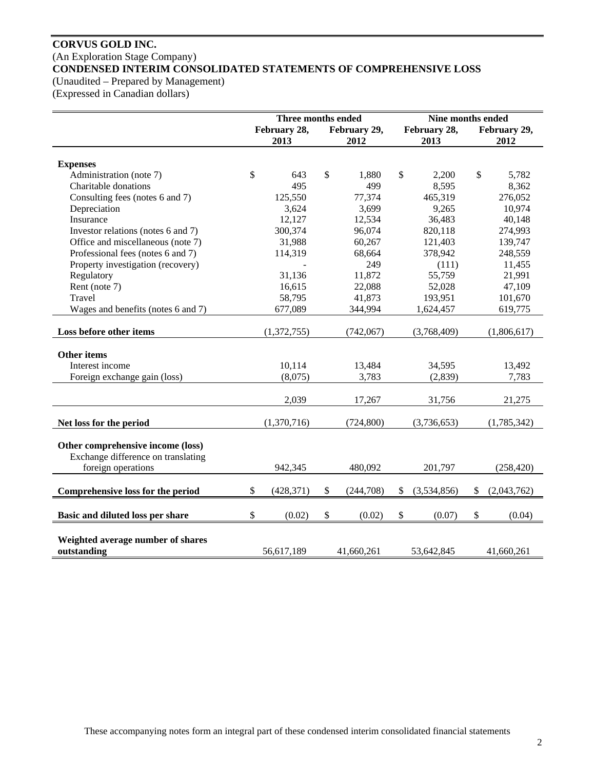**CORVUS GOLD INC.**
(An Exploration Stage Company)
**CONDENSED INTERIM CONSOLIDATED STATEMENTS OF COMPREHENSIVE LOSS**
(Unaudited – Prepared by Management)
(Expressed in Canadian dollars)

| | Three months ended | | Nine months ended | |
|---|---|---|---|---|
| | **February 28, 2013** | **February 29, 2012** | **February 28, 2013** | **February 29, 2012** |
| **Expenses** | | | | |
| Administration (note 7) | $ 643 | $ 1,880 | $ 2,200 | $ 5,782 |
| Charitable donations | 495 | 499 | 8,595 | 8,362 |
| Consulting fees (notes 6 and 7) | 125,550 | 77,374 | 465,319 | 276,052 |
| Depreciation | 3,624 | 3,699 | 9,265 | 10,974 |
| Insurance | 12,127 | 12,534 | 36,483 | 40,148 |
| Investor relations (notes 6 and 7) | 300,374 | 96,074 | 820,118 | 274,993 |
| Office and miscellaneous (note 7) | 31,988 | 60,267 | 121,403 | 139,747 |
| Professional fees (notes 6 and 7) | 114,319 | 68,664 | 378,942 | 248,559 |
| Property investigation (recovery) | - | 249 | (111) | 11,455 |
| Regulatory | 31,136 | 11,872 | 55,759 | 21,991 |
| Rent (note 7) | 16,615 | 22,088 | 52,028 | 47,109 |
| Travel | 58,795 | 41,873 | 193,951 | 101,670 |
| Wages and benefits (notes 6 and 7) | 677,089 | 344,994 | 1,624,457 | 619,775 |
| **Loss before other items** | (1,372,755) | (742,067) | (3,768,409) | (1,806,617) |
| **Other items** | | | | |
| Interest income | 10,114 | 13,484 | 34,595 | 13,492 |
| Foreign exchange gain (loss) | (8,075) | 3,783 | (2,839) | 7,783 |
| | 2,039 | 17,267 | 31,756 | 21,275 |
| **Net loss for the period** | (1,370,716) | (724,800) | (3,736,653) | (1,785,342) |
| **Other comprehensive income (loss)** | | | | |
| Exchange difference on translating foreign operations | 942,345 | 480,092 | 201,797 | (258,420) |
| **Comprehensive loss for the period** | $ (428,371) | $ (244,708) | $ (3,534,856) | $ (2,043,762) |
| **Basic and diluted loss per share** | $ (0.02) | $ (0.02) | $ (0.07) | $ (0.04) |
| **Weighted average number of shares outstanding** | 56,617,189 | 41,660,261 | 53,642,845 | 41,660,261 |

These accompanying notes form an integral part of these condensed interim consolidated financial statements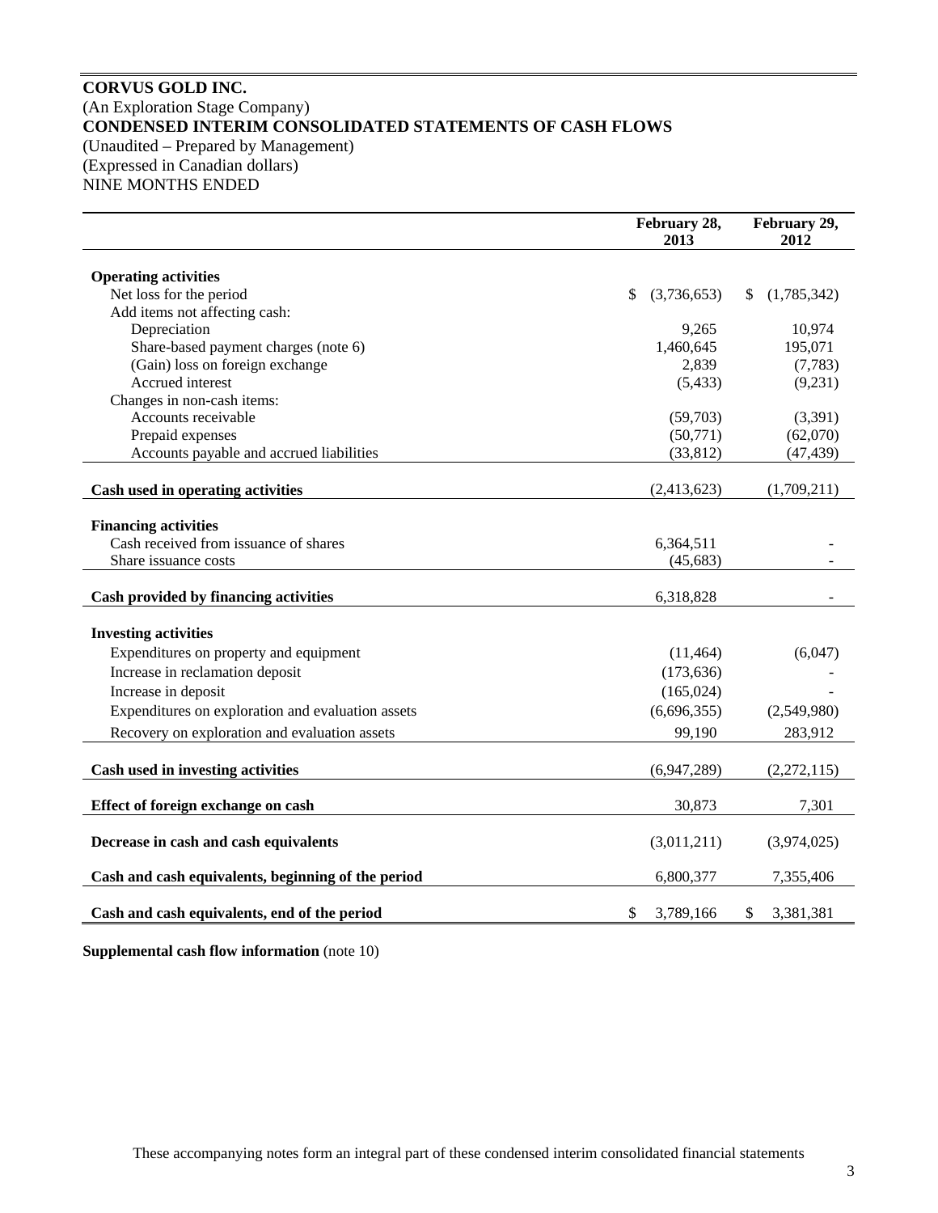**CORVUS GOLD INC.**
(An Exploration Stage Company)
**CONDENSED INTERIM CONSOLIDATED STATEMENTS OF CASH FLOWS**
(Unaudited – Prepared by Management)
(Expressed in Canadian dollars)
NINE MONTHS ENDED

| | February 28, 2013 | February 29, 2012 |
|---|---|---|
| **Operating activities** | | |
| Net loss for the period | $ (3,736,653) | $ (1,785,342) |
| Add items not affecting cash: | | |
| Depreciation | 9,265 | 10,974 |
| Share-based payment charges (note 6) | 1,460,645 | 195,071 |
| (Gain) loss on foreign exchange | 2,839 | (7,783) |
| Accrued interest | (5,433) | (9,231) |
| Changes in non-cash items: | | |
| Accounts receivable | (59,703) | (3,391) |
| Prepaid expenses | (50,771) | (62,070) |
| Accounts payable and accrued liabilities | (33,812) | (47,439) |
| **Cash used in operating activities** | (2,413,623) | (1,709,211) |
| **Financing activities** | | |
| Cash received from issuance of shares | 6,364,511 | - |
| Share issuance costs | (45,683) | - |
| **Cash provided by financing activities** | 6,318,828 | - |
| **Investing activities** | | |
| Expenditures on property and equipment | (11,464) | (6,047) |
| Increase in reclamation deposit | (173,636) | - |
| Increase in deposit | (165,024) | - |
| Expenditures on exploration and evaluation assets | (6,696,355) | (2,549,980) |
| Recovery on exploration and evaluation assets | 99,190 | 283,912 |
| **Cash used in investing activities** | (6,947,289) | (2,272,115) |
| **Effect of foreign exchange on cash** | 30,873 | 7,301 |
| **Decrease in cash and cash equivalents** | (3,011,211) | (3,974,025) |
| **Cash and cash equivalents, beginning of the period** | 6,800,377 | 7,355,406 |
| **Cash and cash equivalents, end of the period** | $ 3,789,166 | $ 3,381,381 |

**Supplemental cash flow information** (note 10)

These accompanying notes form an integral part of these condensed interim consolidated financial statements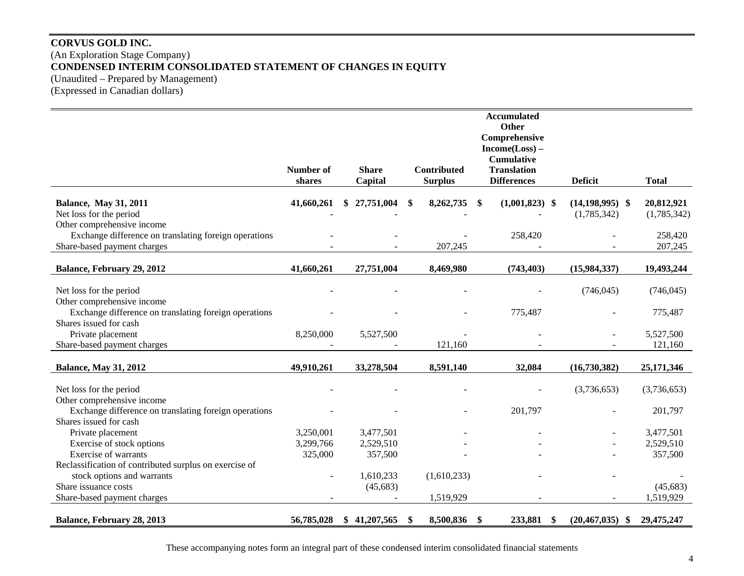**CORVUS GOLD INC.**
(An Exploration Stage Company)
**CONDENSED INTERIM CONSOLIDATED STATEMENT OF CHANGES IN EQUITY**
(Unaudited – Prepared by Management)
(Expressed in Canadian dollars)

| | Number of shares | Share Capital | Contributed Surplus | Accumulated Other Comprehensive Income(Loss) – Cumulative Translation Differences | Deficit | Total |
|---|---|---|---|---|---|---|
| **Balance, May 31, 2011** | **41,660,261** | **$ 27,751,004** | **$ 8,262,735** | **$ (1,001,823)** | **$ (14,198,995)** | **$ 20,812,921** |
| Net loss for the period | - | - | - | - | (1,785,342) | (1,785,342) |
| Other comprehensive income | | | | | | |
| Exchange difference on translating foreign operations | - | - | - | 258,420 | - | 258,420 |
| Share-based payment charges | - | - | 207,245 | - | - | 207,245 |
| **Balance, February 29, 2012** | **41,660,261** | **27,751,004** | **8,469,980** | **(743,403)** | **(15,984,337)** | **19,493,244** |
| Net loss for the period | - | - | - | - | (746,045) | (746,045) |
| Other comprehensive income | | | | | | |
| Exchange difference on translating foreign operations | - | - | - | 775,487 | - | 775,487 |
| Shares issued for cash | | | | | | |
| Private placement | 8,250,000 | 5,527,500 | - | - | - | 5,527,500 |
| Share-based payment charges | - | - | 121,160 | - | - | 121,160 |
| **Balance, May 31, 2012** | **49,910,261** | **33,278,504** | **8,591,140** | **32,084** | **(16,730,382)** | **25,171,346** |
| Net loss for the period | - | - | - | - | (3,736,653) | (3,736,653) |
| Other comprehensive income | | | | | | |
| Exchange difference on translating foreign operations | - | - | - | 201,797 | - | 201,797 |
| Shares issued for cash | | | | | | |
| Private placement | 3,250,001 | 3,477,501 | - | - | - | 3,477,501 |
| Exercise of stock options | 3,299,766 | 2,529,510 | - | - | - | 2,529,510 |
| Exercise of warrants | 325,000 | 357,500 | - | - | - | 357,500 |
| Reclassification of contributed surplus on exercise of stock options and warrants | - | 1,610,233 | (1,610,233) | - | - | - |
| Share issuance costs | | (45,683) | | | | (45,683) |
| Share-based payment charges | - | - | 1,519,929 | - | - | 1,519,929 |
| **Balance, February 28, 2013** | **56,785,028** | **$ 41,207,565** | **$ 8,500,836** | **$ 233,881** | **$ (20,467,035)** | **$ 29,475,247** |

These accompanying notes form an integral part of these condensed interim consolidated financial statements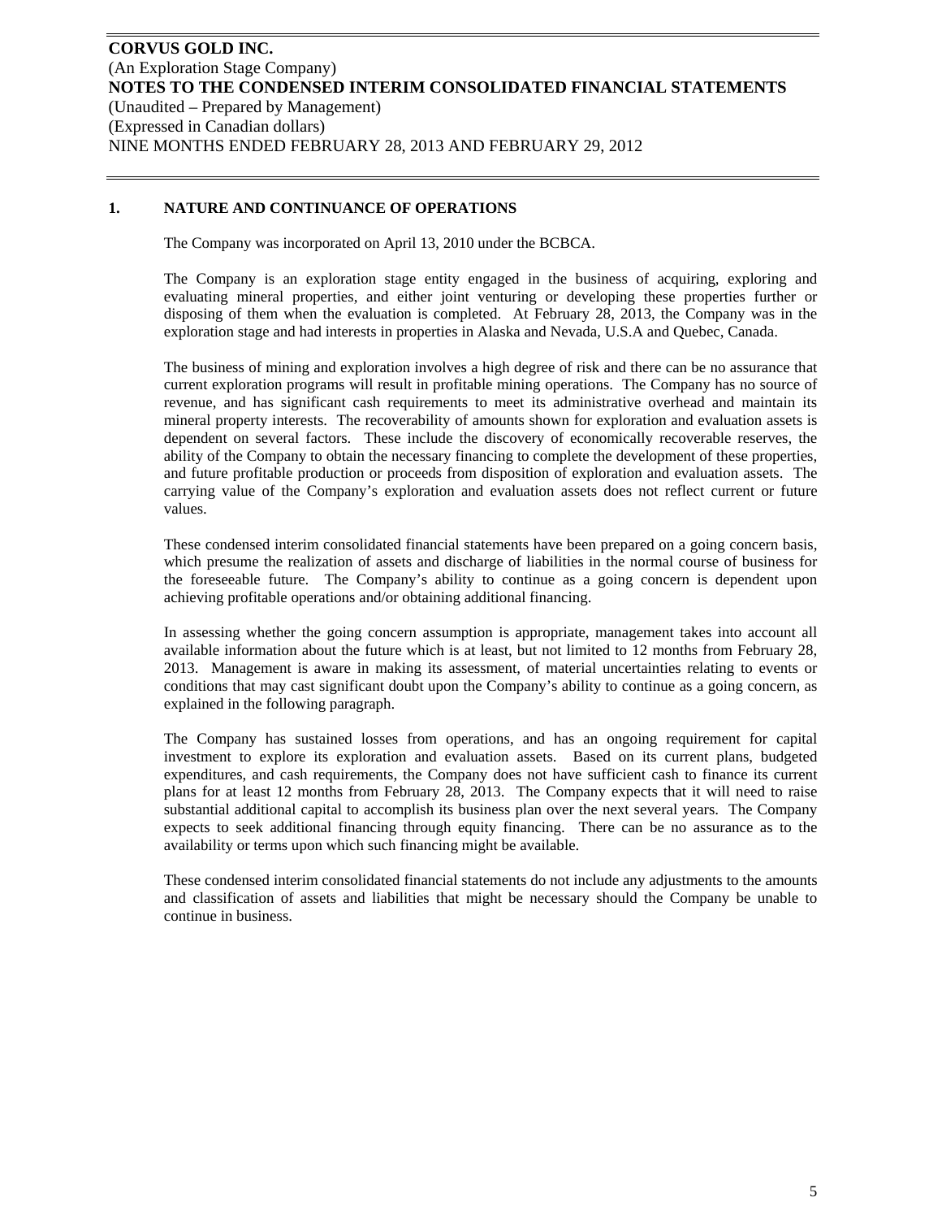**CORVUS GOLD INC.**
(An Exploration Stage Company)
**NOTES TO THE CONDENSED INTERIM CONSOLIDATED FINANCIAL STATEMENTS**
(Unaudited – Prepared by Management)
(Expressed in Canadian dollars)
NINE MONTHS ENDED FEBRUARY 28, 2013 AND FEBRUARY 29, 2012

## 1. NATURE AND CONTINUANCE OF OPERATIONS

The Company was incorporated on April 13, 2010 under the BCBCA.

The Company is an exploration stage entity engaged in the business of acquiring, exploring and evaluating mineral properties, and either joint venturing or developing these properties further or disposing of them when the evaluation is completed. At February 28, 2013, the Company was in the exploration stage and had interests in properties in Alaska and Nevada, U.S.A and Quebec, Canada.

The business of mining and exploration involves a high degree of risk and there can be no assurance that current exploration programs will result in profitable mining operations. The Company has no source of revenue, and has significant cash requirements to meet its administrative overhead and maintain its mineral property interests. The recoverability of amounts shown for exploration and evaluation assets is dependent on several factors. These include the discovery of economically recoverable reserves, the ability of the Company to obtain the necessary financing to complete the development of these properties, and future profitable production or proceeds from disposition of exploration and evaluation assets. The carrying value of the Company's exploration and evaluation assets does not reflect current or future values.

These condensed interim consolidated financial statements have been prepared on a going concern basis, which presume the realization of assets and discharge of liabilities in the normal course of business for the foreseeable future. The Company's ability to continue as a going concern is dependent upon achieving profitable operations and/or obtaining additional financing.

In assessing whether the going concern assumption is appropriate, management takes into account all available information about the future which is at least, but not limited to 12 months from February 28, 2013. Management is aware in making its assessment, of material uncertainties relating to events or conditions that may cast significant doubt upon the Company's ability to continue as a going concern, as explained in the following paragraph.

The Company has sustained losses from operations, and has an ongoing requirement for capital investment to explore its exploration and evaluation assets. Based on its current plans, budgeted expenditures, and cash requirements, the Company does not have sufficient cash to finance its current plans for at least 12 months from February 28, 2013. The Company expects that it will need to raise substantial additional capital to accomplish its business plan over the next several years. The Company expects to seek additional financing through equity financing. There can be no assurance as to the availability or terms upon which such financing might be available.

These condensed interim consolidated financial statements do not include any adjustments to the amounts and classification of assets and liabilities that might be necessary should the Company be unable to continue in business.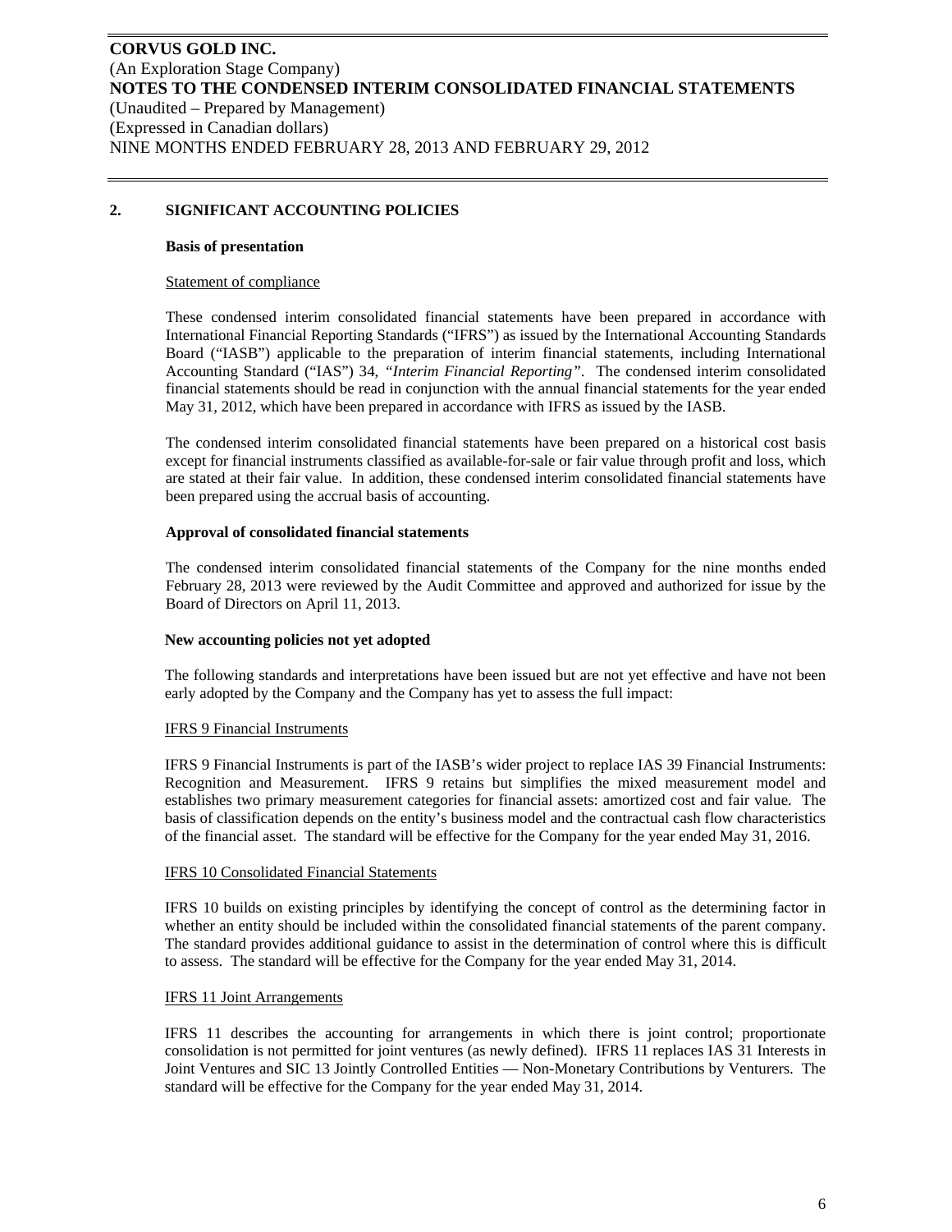## 2. SIGNIFICANT ACCOUNTING POLICIES

### Basis of presentation

Statement of compliance

These condensed interim consolidated financial statements have been prepared in accordance with International Financial Reporting Standards ("IFRS") as issued by the International Accounting Standards Board ("IASB") applicable to the preparation of interim financial statements, including International Accounting Standard ("IAS") 34, *"Interim Financial Reporting"*. The condensed interim consolidated financial statements should be read in conjunction with the annual financial statements for the year ended May 31, 2012, which have been prepared in accordance with IFRS as issued by the IASB.

The condensed interim consolidated financial statements have been prepared on a historical cost basis except for financial instruments classified as available-for-sale or fair value through profit and loss, which are stated at their fair value. In addition, these condensed interim consolidated financial statements have been prepared using the accrual basis of accounting.

### Approval of consolidated financial statements

The condensed interim consolidated financial statements of the Company for the nine months ended February 28, 2013 were reviewed by the Audit Committee and approved and authorized for issue by the Board of Directors on April 11, 2013.

### New accounting policies not yet adopted

The following standards and interpretations have been issued but are not yet effective and have not been early adopted by the Company and the Company has yet to assess the full impact:

IFRS 9 Financial Instruments

IFRS 9 Financial Instruments is part of the IASB's wider project to replace IAS 39 Financial Instruments: Recognition and Measurement. IFRS 9 retains but simplifies the mixed measurement model and establishes two primary measurement categories for financial assets: amortized cost and fair value. The basis of classification depends on the entity's business model and the contractual cash flow characteristics of the financial asset. The standard will be effective for the Company for the year ended May 31, 2016.

IFRS 10 Consolidated Financial Statements

IFRS 10 builds on existing principles by identifying the concept of control as the determining factor in whether an entity should be included within the consolidated financial statements of the parent company. The standard provides additional guidance to assist in the determination of control where this is difficult to assess. The standard will be effective for the Company for the year ended May 31, 2014.

IFRS 11 Joint Arrangements

IFRS 11 describes the accounting for arrangements in which there is joint control; proportionate consolidation is not permitted for joint ventures (as newly defined). IFRS 11 replaces IAS 31 Interests in Joint Ventures and SIC 13 Jointly Controlled Entities — Non-Monetary Contributions by Venturers. The standard will be effective for the Company for the year ended May 31, 2014.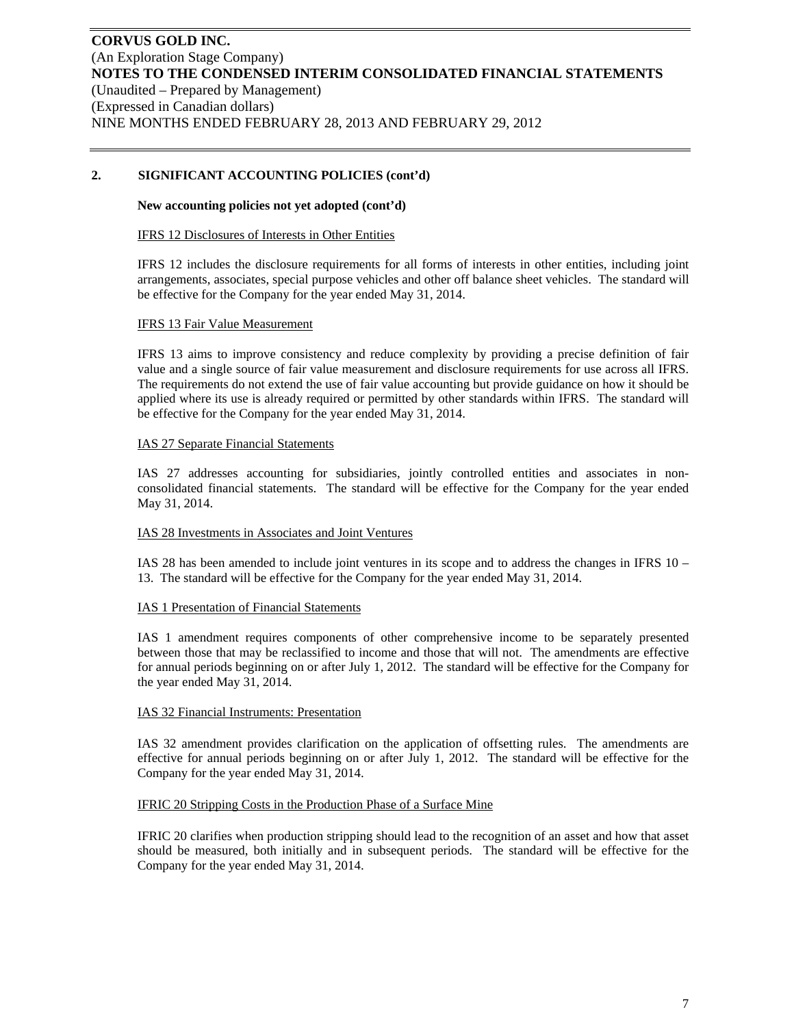## 2. SIGNIFICANT ACCOUNTING POLICIES (cont'd)

**New accounting policies not yet adopted (cont'd)**

IFRS 12 Disclosures of Interests in Other Entities

IFRS 12 includes the disclosure requirements for all forms of interests in other entities, including joint arrangements, associates, special purpose vehicles and other off balance sheet vehicles. The standard will be effective for the Company for the year ended May 31, 2014.

IFRS 13 Fair Value Measurement

IFRS 13 aims to improve consistency and reduce complexity by providing a precise definition of fair value and a single source of fair value measurement and disclosure requirements for use across all IFRS. The requirements do not extend the use of fair value accounting but provide guidance on how it should be applied where its use is already required or permitted by other standards within IFRS. The standard will be effective for the Company for the year ended May 31, 2014.

IAS 27 Separate Financial Statements

IAS 27 addresses accounting for subsidiaries, jointly controlled entities and associates in non-consolidated financial statements. The standard will be effective for the Company for the year ended May 31, 2014.

IAS 28 Investments in Associates and Joint Ventures

IAS 28 has been amended to include joint ventures in its scope and to address the changes in IFRS 10 – 13. The standard will be effective for the Company for the year ended May 31, 2014.

IAS 1 Presentation of Financial Statements

IAS 1 amendment requires components of other comprehensive income to be separately presented between those that may be reclassified to income and those that will not. The amendments are effective for annual periods beginning on or after July 1, 2012. The standard will be effective for the Company for the year ended May 31, 2014.

IAS 32 Financial Instruments: Presentation

IAS 32 amendment provides clarification on the application of offsetting rules. The amendments are effective for annual periods beginning on or after July 1, 2012. The standard will be effective for the Company for the year ended May 31, 2014.

IFRIC 20 Stripping Costs in the Production Phase of a Surface Mine

IFRIC 20 clarifies when production stripping should lead to the recognition of an asset and how that asset should be measured, both initially and in subsequent periods. The standard will be effective for the Company for the year ended May 31, 2014.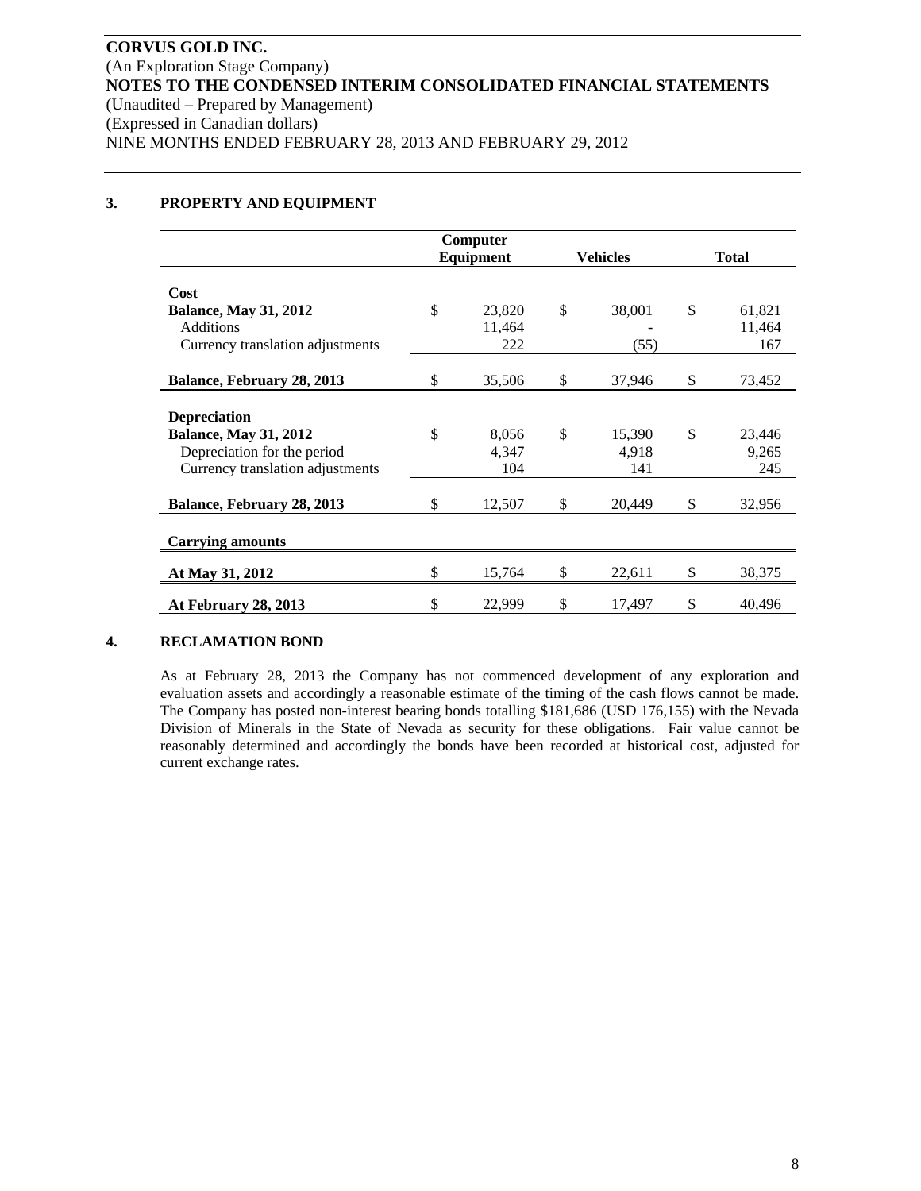**CORVUS GOLD INC.**
(An Exploration Stage Company)
**NOTES TO THE CONDENSED INTERIM CONSOLIDATED FINANCIAL STATEMENTS**
(Unaudited – Prepared by Management)
(Expressed in Canadian dollars)
NINE MONTHS ENDED FEBRUARY 28, 2013 AND FEBRUARY 29, 2012

## 3. PROPERTY AND EQUIPMENT

| | Computer Equipment | Vehicles | Total |
|---|---|---|---|
| **Cost** | | | |
| **Balance, May 31, 2012** | $ 23,820 | $ 38,001 | $ 61,821 |
| Additions | 11,464 | - | 11,464 |
| Currency translation adjustments | 222 | (55) | 167 |
| **Balance, February 28, 2013** | $ 35,506 | $ 37,946 | $ 73,452 |
| **Depreciation** | | | |
| **Balance, May 31, 2012** | $ 8,056 | $ 15,390 | $ 23,446 |
| Depreciation for the period | 4,347 | 4,918 | 9,265 |
| Currency translation adjustments | 104 | 141 | 245 |
| **Balance, February 28, 2013** | $ 12,507 | $ 20,449 | $ 32,956 |
| **Carrying amounts** | | | |
| **At May 31, 2012** | $ 15,764 | $ 22,611 | $ 38,375 |
| **At February 28, 2013** | $ 22,999 | $ 17,497 | $ 40,496 |

## 4. RECLAMATION BOND

As at February 28, 2013 the Company has not commenced development of any exploration and evaluation assets and accordingly a reasonable estimate of the timing of the cash flows cannot be made. The Company has posted non-interest bearing bonds totalling $181,686 (USD 176,155) with the Nevada Division of Minerals in the State of Nevada as security for these obligations. Fair value cannot be reasonably determined and accordingly the bonds have been recorded at historical cost, adjusted for current exchange rates.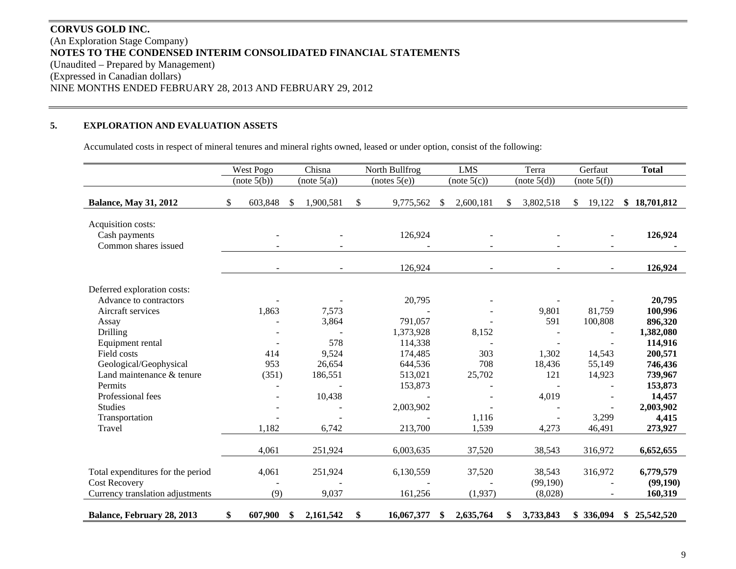**CORVUS GOLD INC.**
(An Exploration Stage Company)
**NOTES TO THE CONDENSED INTERIM CONSOLIDATED FINANCIAL STATEMENTS**
(Unaudited – Prepared by Management)
(Expressed in Canadian dollars)
NINE MONTHS ENDED FEBRUARY 28, 2013 AND FEBRUARY 29, 2012

## 5. EXPLORATION AND EVALUATION ASSETS

Accumulated costs in respect of mineral tenures and mineral rights owned, leased or under option, consist of the following:

| | West Pogo (note 5(b)) | Chisna (note 5(a)) | North Bullfrog (notes 5(e)) | LMS (note 5(c)) | Terra (note 5(d)) | Gerfaut (note 5(f)) | **Total** |
|---|---|---|---|---|---|---|---|
| **Balance, May 31, 2012** | $ 603,848 | $ 1,900,581 | $ 9,775,562 | $ 2,600,181 | $ 3,802,518 | $ 19,122 | **$ 18,701,812** |
| Acquisition costs: | | | | | | | |
| Cash payments | - | - | 126,924 | - | - | - | **126,924** |
| Common shares issued | - | - | - | - | - | - | **-** |
| | - | - | 126,924 | - | - | - | **126,924** |
| Deferred exploration costs: | | | | | | | |
| Advance to contractors | - | - | 20,795 | - | - | - | **20,795** |
| Aircraft services | 1,863 | 7,573 | - | - | 9,801 | 81,759 | **100,996** |
| Assay | - | 3,864 | 791,057 | - | 591 | 100,808 | **896,320** |
| Drilling | - | - | 1,373,928 | 8,152 | - | - | **1,382,080** |
| Equipment rental | - | 578 | 114,338 | - | - | - | **114,916** |
| Field costs | 414 | 9,524 | 174,485 | 303 | 1,302 | 14,543 | **200,571** |
| Geological/Geophysical | 953 | 26,654 | 644,536 | 708 | 18,436 | 55,149 | **746,436** |
| Land maintenance & tenure | (351) | 186,551 | 513,021 | 25,702 | 121 | 14,923 | **739,967** |
| Permits | - | - | 153,873 | - | - | - | **153,873** |
| Professional fees | - | 10,438 | - | - | 4,019 | - | **14,457** |
| Studies | - | - | 2,003,902 | - | - | - | **2,003,902** |
| Transportation | - | - | - | 1,116 | - | 3,299 | **4,415** |
| Travel | 1,182 | 6,742 | 213,700 | 1,539 | 4,273 | 46,491 | **273,927** |
| | 4,061 | 251,924 | 6,003,635 | 37,520 | 38,543 | 316,972 | **6,652,655** |
| Total expenditures for the period | 4,061 | 251,924 | 6,130,559 | 37,520 | 38,543 | 316,972 | **6,779,579** |
| Cost Recovery | - | - | - | - | (99,190) | - | **(99,190)** |
| Currency translation adjustments | (9) | 9,037 | 161,256 | (1,937) | (8,028) | - | **160,319** |
| **Balance, February 28, 2013** | **$ 607,900** | **$ 2,161,542** | **$ 16,067,377** | **$ 2,635,764** | **$ 3,733,843** | **$ 336,094** | **$ 25,542,520** |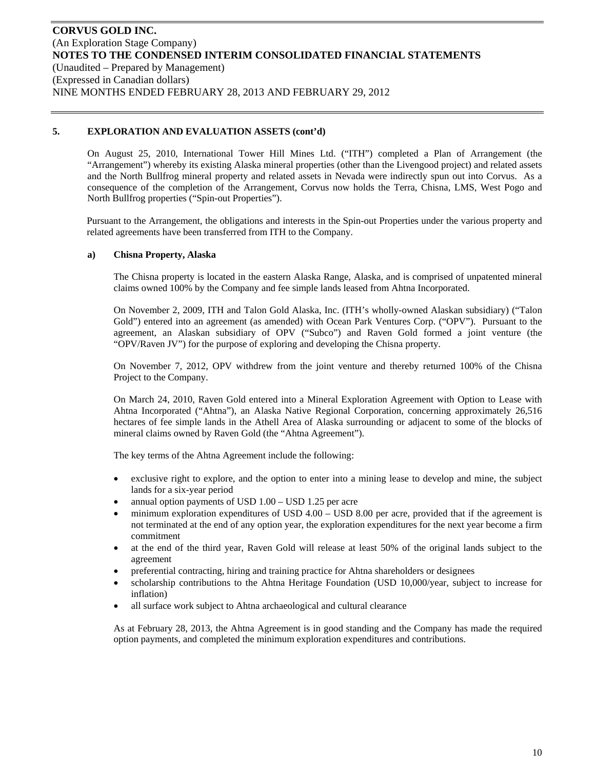## 5. EXPLORATION AND EVALUATION ASSETS (cont'd)

On August 25, 2010, International Tower Hill Mines Ltd. ("ITH") completed a Plan of Arrangement (the "Arrangement") whereby its existing Alaska mineral properties (other than the Livengood project) and related assets and the North Bullfrog mineral property and related assets in Nevada were indirectly spun out into Corvus. As a consequence of the completion of the Arrangement, Corvus now holds the Terra, Chisna, LMS, West Pogo and North Bullfrog properties ("Spin-out Properties").

Pursuant to the Arrangement, the obligations and interests in the Spin-out Properties under the various property and related agreements have been transferred from ITH to the Company.

### a) Chisna Property, Alaska

The Chisna property is located in the eastern Alaska Range, Alaska, and is comprised of unpatented mineral claims owned 100% by the Company and fee simple lands leased from Ahtna Incorporated.

On November 2, 2009, ITH and Talon Gold Alaska, Inc. (ITH's wholly-owned Alaskan subsidiary) ("Talon Gold") entered into an agreement (as amended) with Ocean Park Ventures Corp. ("OPV"). Pursuant to the agreement, an Alaskan subsidiary of OPV ("Subco") and Raven Gold formed a joint venture (the "OPV/Raven JV") for the purpose of exploring and developing the Chisna property.

On November 7, 2012, OPV withdrew from the joint venture and thereby returned 100% of the Chisna Project to the Company.

On March 24, 2010, Raven Gold entered into a Mineral Exploration Agreement with Option to Lease with Ahtna Incorporated ("Ahtna"), an Alaska Native Regional Corporation, concerning approximately 26,516 hectares of fee simple lands in the Athell Area of Alaska surrounding or adjacent to some of the blocks of mineral claims owned by Raven Gold (the "Ahtna Agreement").

The key terms of the Ahtna Agreement include the following:

- exclusive right to explore, and the option to enter into a mining lease to develop and mine, the subject lands for a six-year period
- annual option payments of USD 1.00 – USD 1.25 per acre
- minimum exploration expenditures of USD 4.00 – USD 8.00 per acre, provided that if the agreement is not terminated at the end of any option year, the exploration expenditures for the next year become a firm commitment
- at the end of the third year, Raven Gold will release at least 50% of the original lands subject to the agreement
- preferential contracting, hiring and training practice for Ahtna shareholders or designees
- scholarship contributions to the Ahtna Heritage Foundation (USD 10,000/year, subject to increase for inflation)
- all surface work subject to Ahtna archaeological and cultural clearance

As at February 28, 2013, the Ahtna Agreement is in good standing and the Company has made the required option payments, and completed the minimum exploration expenditures and contributions.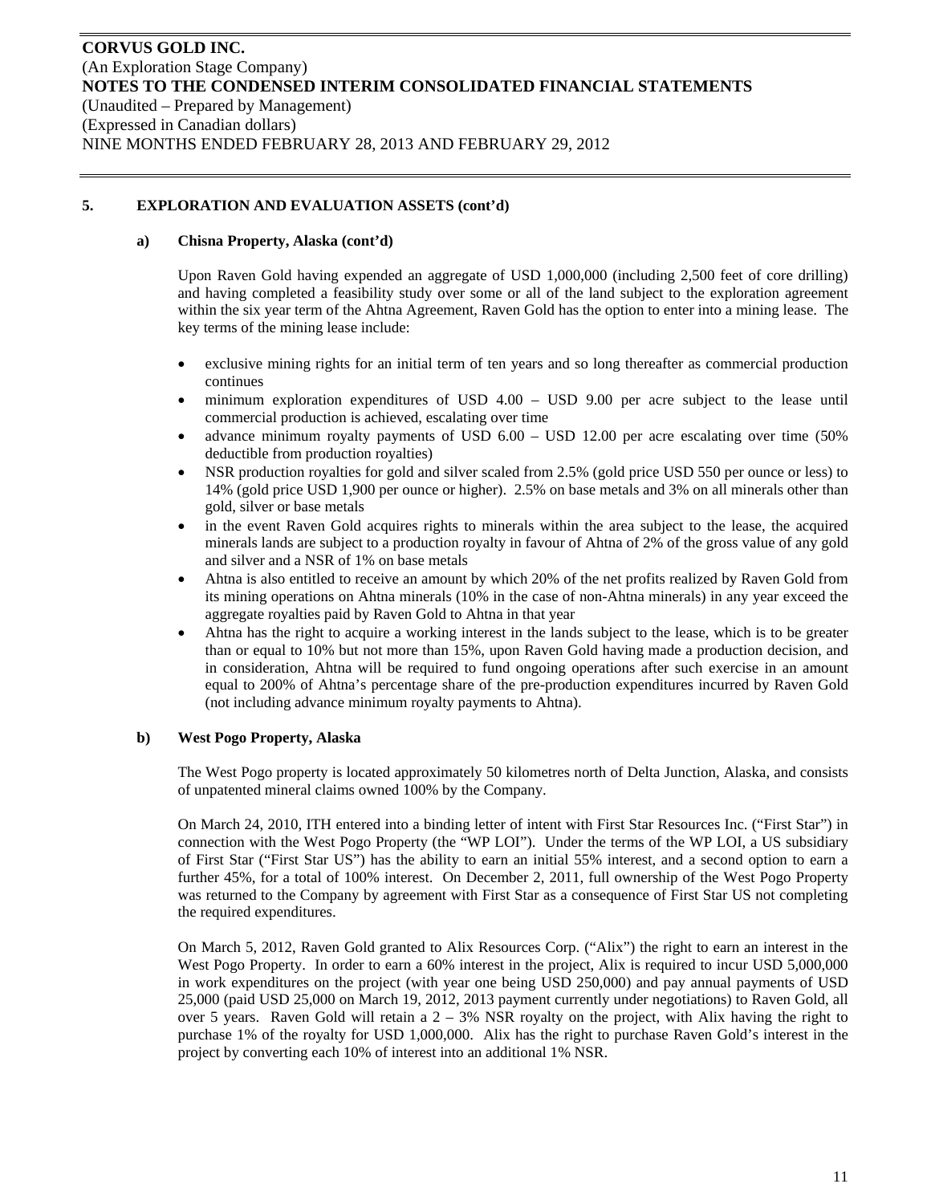## 5. EXPLORATION AND EVALUATION ASSETS (cont'd)

### a) Chisna Property, Alaska (cont'd)

Upon Raven Gold having expended an aggregate of USD 1,000,000 (including 2,500 feet of core drilling) and having completed a feasibility study over some or all of the land subject to the exploration agreement within the six year term of the Ahtna Agreement, Raven Gold has the option to enter into a mining lease. The key terms of the mining lease include:

- exclusive mining rights for an initial term of ten years and so long thereafter as commercial production continues
- minimum exploration expenditures of USD 4.00 – USD 9.00 per acre subject to the lease until commercial production is achieved, escalating over time
- advance minimum royalty payments of USD 6.00 – USD 12.00 per acre escalating over time (50% deductible from production royalties)
- NSR production royalties for gold and silver scaled from 2.5% (gold price USD 550 per ounce or less) to 14% (gold price USD 1,900 per ounce or higher). 2.5% on base metals and 3% on all minerals other than gold, silver or base metals
- in the event Raven Gold acquires rights to minerals within the area subject to the lease, the acquired minerals lands are subject to a production royalty in favour of Ahtna of 2% of the gross value of any gold and silver and a NSR of 1% on base metals
- Ahtna is also entitled to receive an amount by which 20% of the net profits realized by Raven Gold from its mining operations on Ahtna minerals (10% in the case of non-Ahtna minerals) in any year exceed the aggregate royalties paid by Raven Gold to Ahtna in that year
- Ahtna has the right to acquire a working interest in the lands subject to the lease, which is to be greater than or equal to 10% but not more than 15%, upon Raven Gold having made a production decision, and in consideration, Ahtna will be required to fund ongoing operations after such exercise in an amount equal to 200% of Ahtna's percentage share of the pre-production expenditures incurred by Raven Gold (not including advance minimum royalty payments to Ahtna).

### b) West Pogo Property, Alaska

The West Pogo property is located approximately 50 kilometres north of Delta Junction, Alaska, and consists of unpatented mineral claims owned 100% by the Company.

On March 24, 2010, ITH entered into a binding letter of intent with First Star Resources Inc. ("First Star") in connection with the West Pogo Property (the "WP LOI"). Under the terms of the WP LOI, a US subsidiary of First Star ("First Star US") has the ability to earn an initial 55% interest, and a second option to earn a further 45%, for a total of 100% interest. On December 2, 2011, full ownership of the West Pogo Property was returned to the Company by agreement with First Star as a consequence of First Star US not completing the required expenditures.

On March 5, 2012, Raven Gold granted to Alix Resources Corp. ("Alix") the right to earn an interest in the West Pogo Property. In order to earn a 60% interest in the project, Alix is required to incur USD 5,000,000 in work expenditures on the project (with year one being USD 250,000) and pay annual payments of USD 25,000 (paid USD 25,000 on March 19, 2012, 2013 payment currently under negotiations) to Raven Gold, all over 5 years. Raven Gold will retain a 2 – 3% NSR royalty on the project, with Alix having the right to purchase 1% of the royalty for USD 1,000,000. Alix has the right to purchase Raven Gold's interest in the project by converting each 10% of interest into an additional 1% NSR.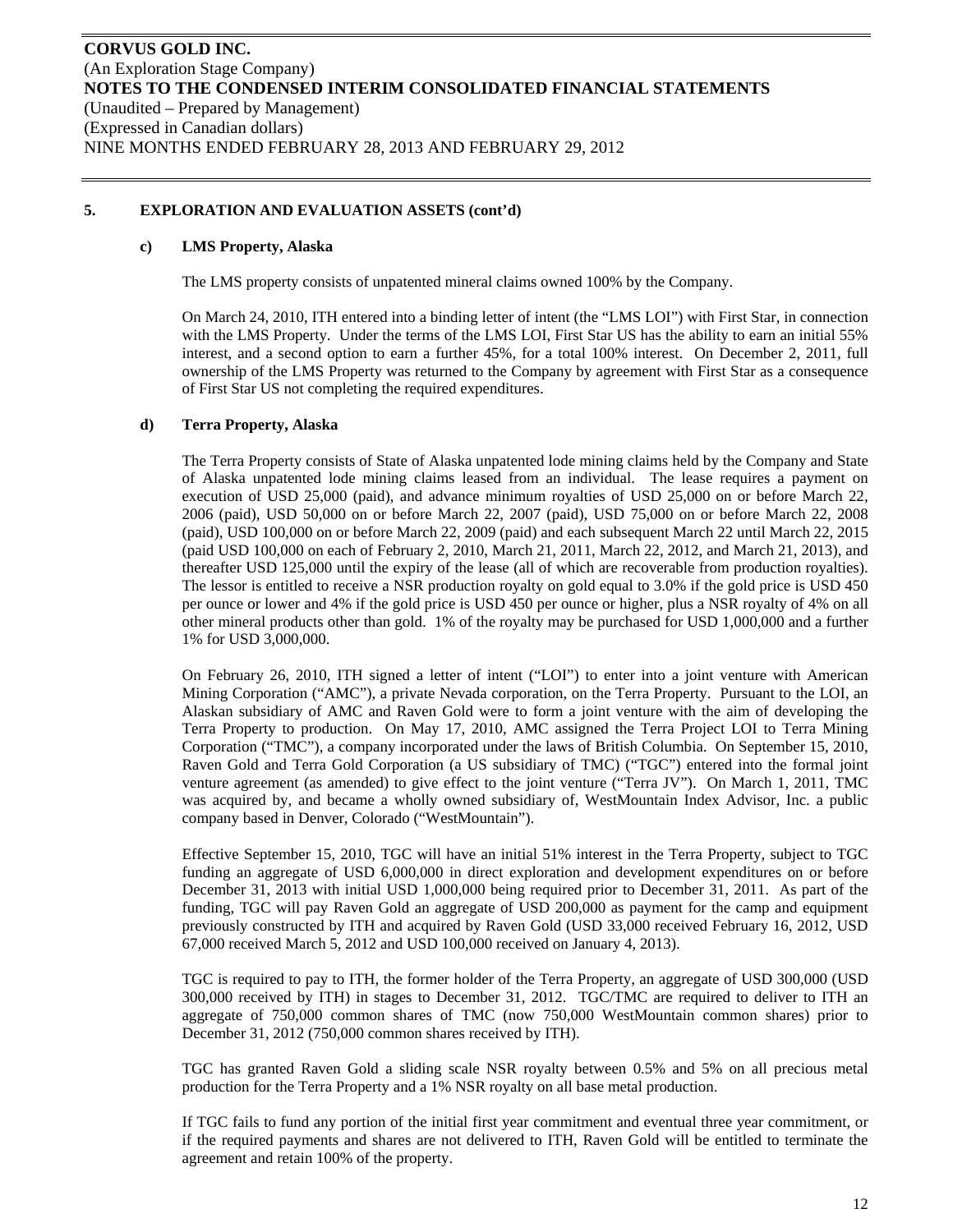## 5. EXPLORATION AND EVALUATION ASSETS (cont'd)

### c) LMS Property, Alaska

The LMS property consists of unpatented mineral claims owned 100% by the Company.

On March 24, 2010, ITH entered into a binding letter of intent (the "LMS LOI") with First Star, in connection with the LMS Property. Under the terms of the LMS LOI, First Star US has the ability to earn an initial 55% interest, and a second option to earn a further 45%, for a total 100% interest. On December 2, 2011, full ownership of the LMS Property was returned to the Company by agreement with First Star as a consequence of First Star US not completing the required expenditures.

### d) Terra Property, Alaska

The Terra Property consists of State of Alaska unpatented lode mining claims held by the Company and State of Alaska unpatented lode mining claims leased from an individual. The lease requires a payment on execution of USD 25,000 (paid), and advance minimum royalties of USD 25,000 on or before March 22, 2006 (paid), USD 50,000 on or before March 22, 2007 (paid), USD 75,000 on or before March 22, 2008 (paid), USD 100,000 on or before March 22, 2009 (paid) and each subsequent March 22 until March 22, 2015 (paid USD 100,000 on each of February 2, 2010, March 21, 2011, March 22, 2012, and March 21, 2013), and thereafter USD 125,000 until the expiry of the lease (all of which are recoverable from production royalties). The lessor is entitled to receive a NSR production royalty on gold equal to 3.0% if the gold price is USD 450 per ounce or lower and 4% if the gold price is USD 450 per ounce or higher, plus a NSR royalty of 4% on all other mineral products other than gold. 1% of the royalty may be purchased for USD 1,000,000 and a further 1% for USD 3,000,000.

On February 26, 2010, ITH signed a letter of intent ("LOI") to enter into a joint venture with American Mining Corporation ("AMC"), a private Nevada corporation, on the Terra Property. Pursuant to the LOI, an Alaskan subsidiary of AMC and Raven Gold were to form a joint venture with the aim of developing the Terra Property to production. On May 17, 2010, AMC assigned the Terra Project LOI to Terra Mining Corporation ("TMC"), a company incorporated under the laws of British Columbia. On September 15, 2010, Raven Gold and Terra Gold Corporation (a US subsidiary of TMC) ("TGC") entered into the formal joint venture agreement (as amended) to give effect to the joint venture ("Terra JV"). On March 1, 2011, TMC was acquired by, and became a wholly owned subsidiary of, WestMountain Index Advisor, Inc. a public company based in Denver, Colorado ("WestMountain").

Effective September 15, 2010, TGC will have an initial 51% interest in the Terra Property, subject to TGC funding an aggregate of USD 6,000,000 in direct exploration and development expenditures on or before December 31, 2013 with initial USD 1,000,000 being required prior to December 31, 2011. As part of the funding, TGC will pay Raven Gold an aggregate of USD 200,000 as payment for the camp and equipment previously constructed by ITH and acquired by Raven Gold (USD 33,000 received February 16, 2012, USD 67,000 received March 5, 2012 and USD 100,000 received on January 4, 2013).

TGC is required to pay to ITH, the former holder of the Terra Property, an aggregate of USD 300,000 (USD 300,000 received by ITH) in stages to December 31, 2012. TGC/TMC are required to deliver to ITH an aggregate of 750,000 common shares of TMC (now 750,000 WestMountain common shares) prior to December 31, 2012 (750,000 common shares received by ITH).

TGC has granted Raven Gold a sliding scale NSR royalty between 0.5% and 5% on all precious metal production for the Terra Property and a 1% NSR royalty on all base metal production.

If TGC fails to fund any portion of the initial first year commitment and eventual three year commitment, or if the required payments and shares are not delivered to ITH, Raven Gold will be entitled to terminate the agreement and retain 100% of the property.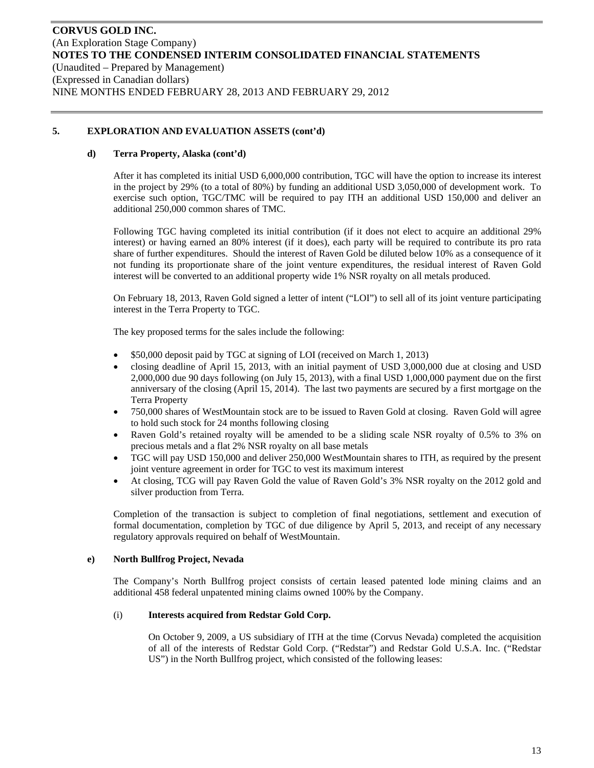## 5. EXPLORATION AND EVALUATION ASSETS (cont'd)

### d) Terra Property, Alaska (cont'd)

After it has completed its initial USD 6,000,000 contribution, TGC will have the option to increase its interest in the project by 29% (to a total of 80%) by funding an additional USD 3,050,000 of development work. To exercise such option, TGC/TMC will be required to pay ITH an additional USD 150,000 and deliver an additional 250,000 common shares of TMC.

Following TGC having completed its initial contribution (if it does not elect to acquire an additional 29% interest) or having earned an 80% interest (if it does), each party will be required to contribute its pro rata share of further expenditures. Should the interest of Raven Gold be diluted below 10% as a consequence of it not funding its proportionate share of the joint venture expenditures, the residual interest of Raven Gold interest will be converted to an additional property wide 1% NSR royalty on all metals produced.

On February 18, 2013, Raven Gold signed a letter of intent ("LOI") to sell all of its joint venture participating interest in the Terra Property to TGC.

The key proposed terms for the sales include the following:

- $50,000 deposit paid by TGC at signing of LOI (received on March 1, 2013)
- closing deadline of April 15, 2013, with an initial payment of USD 3,000,000 due at closing and USD 2,000,000 due 90 days following (on July 15, 2013), with a final USD 1,000,000 payment due on the first anniversary of the closing (April 15, 2014). The last two payments are secured by a first mortgage on the Terra Property
- 750,000 shares of WestMountain stock are to be issued to Raven Gold at closing. Raven Gold will agree to hold such stock for 24 months following closing
- Raven Gold's retained royalty will be amended to be a sliding scale NSR royalty of 0.5% to 3% on precious metals and a flat 2% NSR royalty on all base metals
- TGC will pay USD 150,000 and deliver 250,000 WestMountain shares to ITH, as required by the present joint venture agreement in order for TGC to vest its maximum interest
- At closing, TCG will pay Raven Gold the value of Raven Gold's 3% NSR royalty on the 2012 gold and silver production from Terra.

Completion of the transaction is subject to completion of final negotiations, settlement and execution of formal documentation, completion by TGC of due diligence by April 5, 2013, and receipt of any necessary regulatory approvals required on behalf of WestMountain.

### e) North Bullfrog Project, Nevada

The Company's North Bullfrog project consists of certain leased patented lode mining claims and an additional 458 federal unpatented mining claims owned 100% by the Company.

#### (i) Interests acquired from Redstar Gold Corp.

On October 9, 2009, a US subsidiary of ITH at the time (Corvus Nevada) completed the acquisition of all of the interests of Redstar Gold Corp. ("Redstar") and Redstar Gold U.S.A. Inc. ("Redstar US") in the North Bullfrog project, which consisted of the following leases: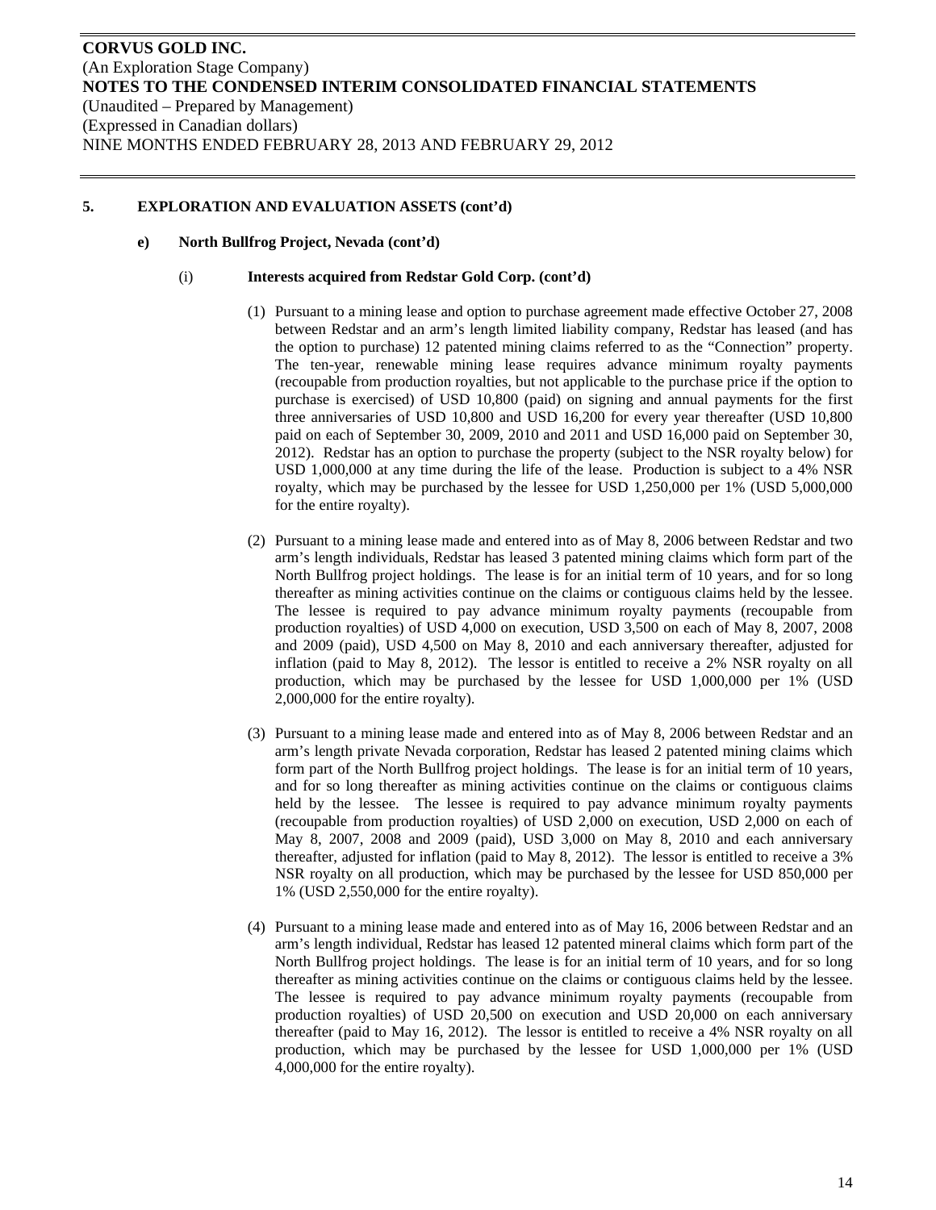## 5. EXPLORATION AND EVALUATION ASSETS (cont'd)

### e) North Bullfrog Project, Nevada (cont'd)

#### (i) Interests acquired from Redstar Gold Corp. (cont'd)

(1) Pursuant to a mining lease and option to purchase agreement made effective October 27, 2008 between Redstar and an arm's length limited liability company, Redstar has leased (and has the option to purchase) 12 patented mining claims referred to as the "Connection" property. The ten-year, renewable mining lease requires advance minimum royalty payments (recoupable from production royalties, but not applicable to the purchase price if the option to purchase is exercised) of USD 10,800 (paid) on signing and annual payments for the first three anniversaries of USD 10,800 and USD 16,200 for every year thereafter (USD 10,800 paid on each of September 30, 2009, 2010 and 2011 and USD 16,000 paid on September 30, 2012). Redstar has an option to purchase the property (subject to the NSR royalty below) for USD 1,000,000 at any time during the life of the lease. Production is subject to a 4% NSR royalty, which may be purchased by the lessee for USD 1,250,000 per 1% (USD 5,000,000 for the entire royalty).

(2) Pursuant to a mining lease made and entered into as of May 8, 2006 between Redstar and two arm's length individuals, Redstar has leased 3 patented mining claims which form part of the North Bullfrog project holdings. The lease is for an initial term of 10 years, and for so long thereafter as mining activities continue on the claims or contiguous claims held by the lessee. The lessee is required to pay advance minimum royalty payments (recoupable from production royalties) of USD 4,000 on execution, USD 3,500 on each of May 8, 2007, 2008 and 2009 (paid), USD 4,500 on May 8, 2010 and each anniversary thereafter, adjusted for inflation (paid to May 8, 2012). The lessor is entitled to receive a 2% NSR royalty on all production, which may be purchased by the lessee for USD 1,000,000 per 1% (USD 2,000,000 for the entire royalty).

(3) Pursuant to a mining lease made and entered into as of May 8, 2006 between Redstar and an arm's length private Nevada corporation, Redstar has leased 2 patented mining claims which form part of the North Bullfrog project holdings. The lease is for an initial term of 10 years, and for so long thereafter as mining activities continue on the claims or contiguous claims held by the lessee. The lessee is required to pay advance minimum royalty payments (recoupable from production royalties) of USD 2,000 on execution, USD 2,000 on each of May 8, 2007, 2008 and 2009 (paid), USD 3,000 on May 8, 2010 and each anniversary thereafter, adjusted for inflation (paid to May 8, 2012). The lessor is entitled to receive a 3% NSR royalty on all production, which may be purchased by the lessee for USD 850,000 per 1% (USD 2,550,000 for the entire royalty).

(4) Pursuant to a mining lease made and entered into as of May 16, 2006 between Redstar and an arm's length individual, Redstar has leased 12 patented mineral claims which form part of the North Bullfrog project holdings. The lease is for an initial term of 10 years, and for so long thereafter as mining activities continue on the claims or contiguous claims held by the lessee. The lessee is required to pay advance minimum royalty payments (recoupable from production royalties) of USD 20,500 on execution and USD 20,000 on each anniversary thereafter (paid to May 16, 2012). The lessor is entitled to receive a 4% NSR royalty on all production, which may be purchased by the lessee for USD 1,000,000 per 1% (USD 4,000,000 for the entire royalty).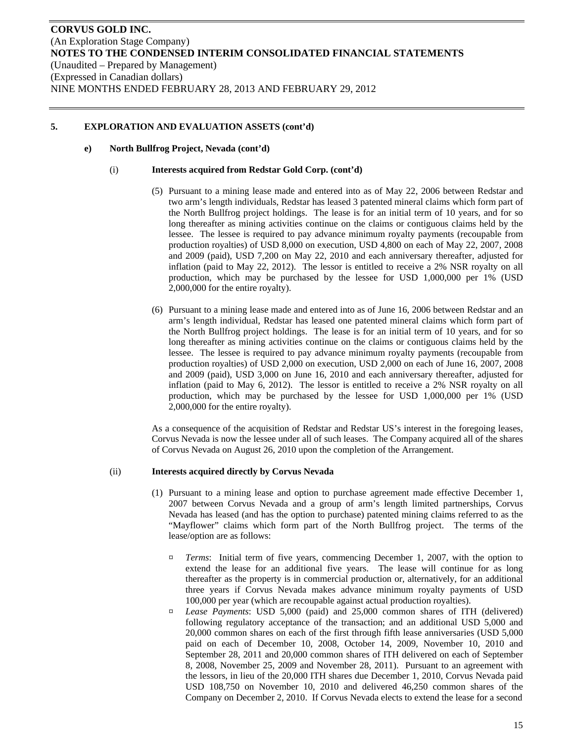## 5. EXPLORATION AND EVALUATION ASSETS (cont'd)

### e) North Bullfrog Project, Nevada (cont'd)

#### (i) Interests acquired from Redstar Gold Corp. (cont'd)

(5) Pursuant to a mining lease made and entered into as of May 22, 2006 between Redstar and two arm's length individuals, Redstar has leased 3 patented mineral claims which form part of the North Bullfrog project holdings. The lease is for an initial term of 10 years, and for so long thereafter as mining activities continue on the claims or contiguous claims held by the lessee. The lessee is required to pay advance minimum royalty payments (recoupable from production royalties) of USD 8,000 on execution, USD 4,800 on each of May 22, 2007, 2008 and 2009 (paid), USD 7,200 on May 22, 2010 and each anniversary thereafter, adjusted for inflation (paid to May 22, 2012). The lessor is entitled to receive a 2% NSR royalty on all production, which may be purchased by the lessee for USD 1,000,000 per 1% (USD 2,000,000 for the entire royalty).

(6) Pursuant to a mining lease made and entered into as of June 16, 2006 between Redstar and an arm's length individual, Redstar has leased one patented mineral claims which form part of the North Bullfrog project holdings. The lease is for an initial term of 10 years, and for so long thereafter as mining activities continue on the claims or contiguous claims held by the lessee. The lessee is required to pay advance minimum royalty payments (recoupable from production royalties) of USD 2,000 on execution, USD 2,000 on each of June 16, 2007, 2008 and 2009 (paid), USD 3,000 on June 16, 2010 and each anniversary thereafter, adjusted for inflation (paid to May 6, 2012). The lessor is entitled to receive a 2% NSR royalty on all production, which may be purchased by the lessee for USD 1,000,000 per 1% (USD 2,000,000 for the entire royalty).

As a consequence of the acquisition of Redstar and Redstar US's interest in the foregoing leases, Corvus Nevada is now the lessee under all of such leases. The Company acquired all of the shares of Corvus Nevada on August 26, 2010 upon the completion of the Arrangement.

#### (ii) Interests acquired directly by Corvus Nevada

(1) Pursuant to a mining lease and option to purchase agreement made effective December 1, 2007 between Corvus Nevada and a group of arm's length limited partnerships, Corvus Nevada has leased (and has the option to purchase) patented mining claims referred to as the "Mayflower" claims which form part of the North Bullfrog project. The terms of the lease/option are as follows:

- *Terms*: Initial term of five years, commencing December 1, 2007, with the option to extend the lease for an additional five years. The lease will continue for as long thereafter as the property is in commercial production or, alternatively, for an additional three years if Corvus Nevada makes advance minimum royalty payments of USD 100,000 per year (which are recoupable against actual production royalties).
- *Lease Payments*: USD 5,000 (paid) and 25,000 common shares of ITH (delivered) following regulatory acceptance of the transaction; and an additional USD 5,000 and 20,000 common shares on each of the first through fifth lease anniversaries (USD 5,000 paid on each of December 10, 2008, October 14, 2009, November 10, 2010 and September 28, 2011 and 20,000 common shares of ITH delivered on each of September 8, 2008, November 25, 2009 and November 28, 2011). Pursuant to an agreement with the lessors, in lieu of the 20,000 ITH shares due December 1, 2010, Corvus Nevada paid USD 108,750 on November 10, 2010 and delivered 46,250 common shares of the Company on December 2, 2010. If Corvus Nevada elects to extend the lease for a second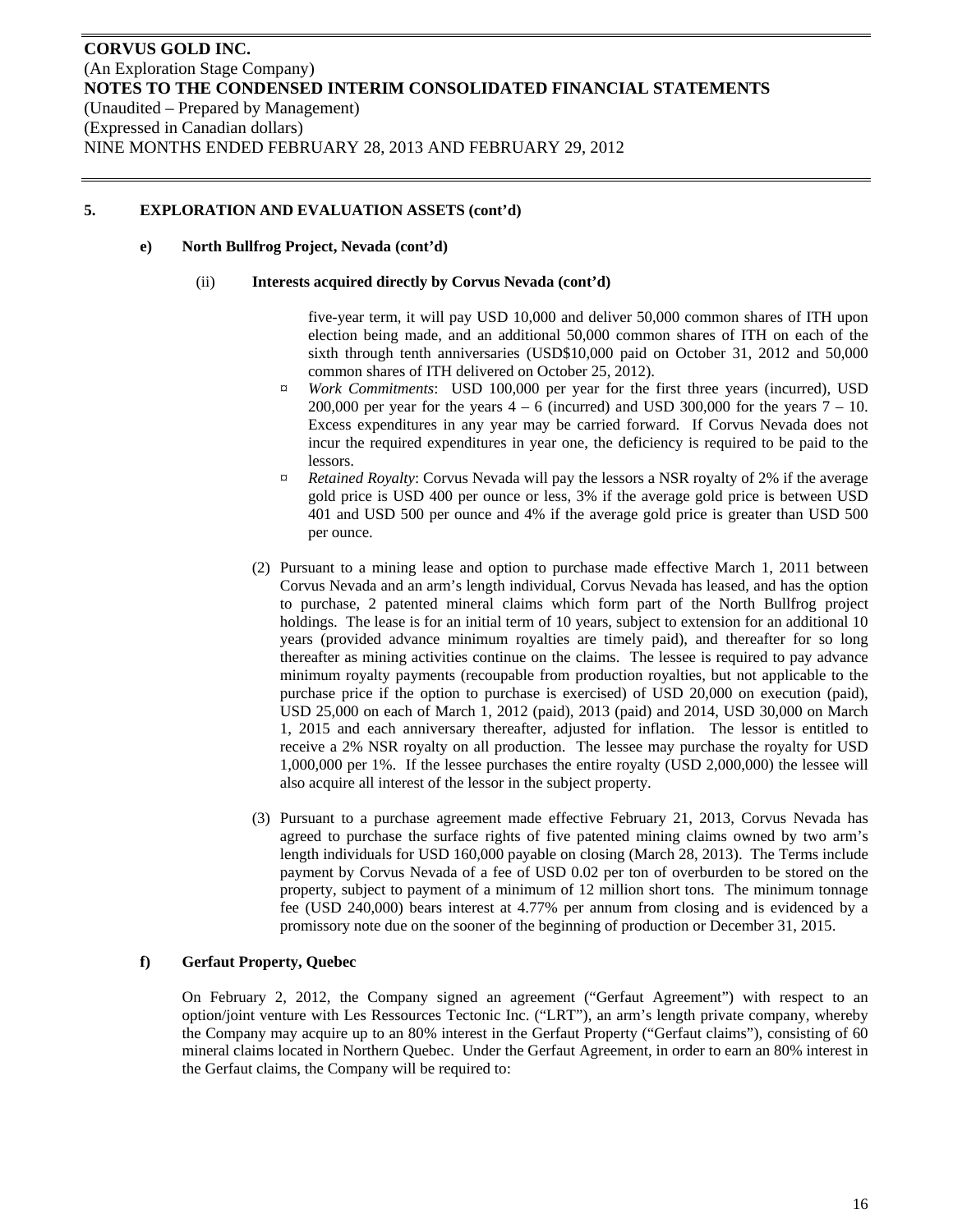## 5. EXPLORATION AND EVALUATION ASSETS (cont'd)

### e) North Bullfrog Project, Nevada (cont'd)

#### (ii) Interests acquired directly by Corvus Nevada (cont'd)

five-year term, it will pay USD 10,000 and deliver 50,000 common shares of ITH upon election being made, and an additional 50,000 common shares of ITH on each of the sixth through tenth anniversaries (USD$10,000 paid on October 31, 2012 and 50,000 common shares of ITH delivered on October 25, 2012).

- *Work Commitments*: USD 100,000 per year for the first three years (incurred), USD 200,000 per year for the years 4 – 6 (incurred) and USD 300,000 for the years 7 – 10. Excess expenditures in any year may be carried forward. If Corvus Nevada does not incur the required expenditures in year one, the deficiency is required to be paid to the lessors.
- *Retained Royalty*: Corvus Nevada will pay the lessors a NSR royalty of 2% if the average gold price is USD 400 per ounce or less, 3% if the average gold price is between USD 401 and USD 500 per ounce and 4% if the average gold price is greater than USD 500 per ounce.

(2) Pursuant to a mining lease and option to purchase made effective March 1, 2011 between Corvus Nevada and an arm's length individual, Corvus Nevada has leased, and has the option to purchase, 2 patented mineral claims which form part of the North Bullfrog project holdings. The lease is for an initial term of 10 years, subject to extension for an additional 10 years (provided advance minimum royalties are timely paid), and thereafter for so long thereafter as mining activities continue on the claims. The lessee is required to pay advance minimum royalty payments (recoupable from production royalties, but not applicable to the purchase price if the option to purchase is exercised) of USD 20,000 on execution (paid), USD 25,000 on each of March 1, 2012 (paid), 2013 (paid) and 2014, USD 30,000 on March 1, 2015 and each anniversary thereafter, adjusted for inflation. The lessor is entitled to receive a 2% NSR royalty on all production. The lessee may purchase the royalty for USD 1,000,000 per 1%. If the lessee purchases the entire royalty (USD 2,000,000) the lessee will also acquire all interest of the lessor in the subject property.

(3) Pursuant to a purchase agreement made effective February 21, 2013, Corvus Nevada has agreed to purchase the surface rights of five patented mining claims owned by two arm's length individuals for USD 160,000 payable on closing (March 28, 2013). The Terms include payment by Corvus Nevada of a fee of USD 0.02 per ton of overburden to be stored on the property, subject to payment of a minimum of 12 million short tons. The minimum tonnage fee (USD 240,000) bears interest at 4.77% per annum from closing and is evidenced by a promissory note due on the sooner of the beginning of production or December 31, 2015.

### f) Gerfaut Property, Quebec

On February 2, 2012, the Company signed an agreement ("Gerfaut Agreement") with respect to an option/joint venture with Les Ressources Tectonic Inc. ("LRT"), an arm's length private company, whereby the Company may acquire up to an 80% interest in the Gerfaut Property ("Gerfaut claims"), consisting of 60 mineral claims located in Northern Quebec. Under the Gerfaut Agreement, in order to earn an 80% interest in the Gerfaut claims, the Company will be required to: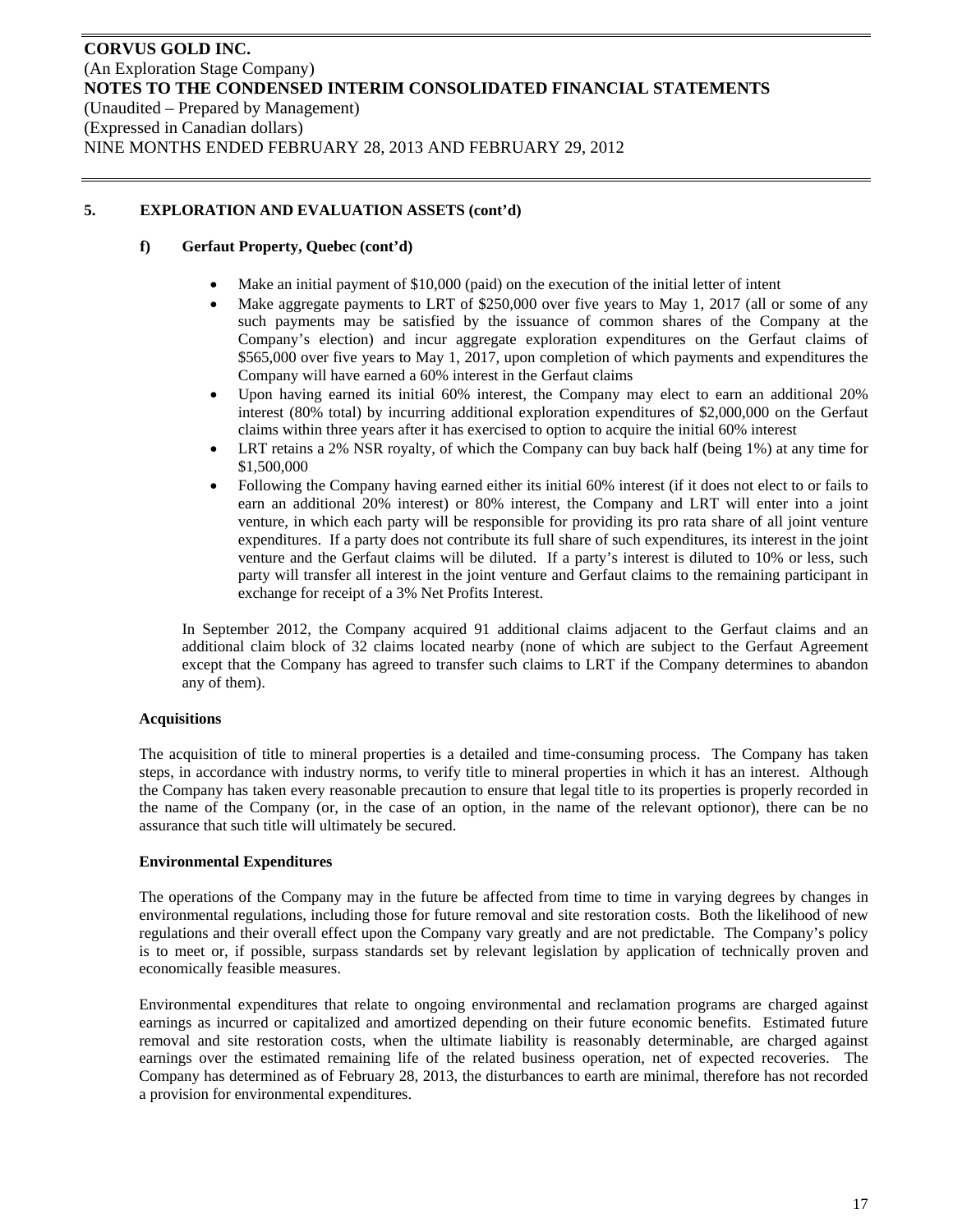## 5. EXPLORATION AND EVALUATION ASSETS (cont'd)

### f) Gerfaut Property, Quebec (cont'd)

- Make an initial payment of $10,000 (paid) on the execution of the initial letter of intent
- Make aggregate payments to LRT of $250,000 over five years to May 1, 2017 (all or some of any such payments may be satisfied by the issuance of common shares of the Company at the Company's election) and incur aggregate exploration expenditures on the Gerfaut claims of $565,000 over five years to May 1, 2017, upon completion of which payments and expenditures the Company will have earned a 60% interest in the Gerfaut claims
- Upon having earned its initial 60% interest, the Company may elect to earn an additional 20% interest (80% total) by incurring additional exploration expenditures of $2,000,000 on the Gerfaut claims within three years after it has exercised to option to acquire the initial 60% interest
- LRT retains a 2% NSR royalty, of which the Company can buy back half (being 1%) at any time for $1,500,000
- Following the Company having earned either its initial 60% interest (if it does not elect to or fails to earn an additional 20% interest) or 80% interest, the Company and LRT will enter into a joint venture, in which each party will be responsible for providing its pro rata share of all joint venture expenditures. If a party does not contribute its full share of such expenditures, its interest in the joint venture and the Gerfaut claims will be diluted. If a party's interest is diluted to 10% or less, such party will transfer all interest in the joint venture and Gerfaut claims to the remaining participant in exchange for receipt of a 3% Net Profits Interest.

In September 2012, the Company acquired 91 additional claims adjacent to the Gerfaut claims and an additional claim block of 32 claims located nearby (none of which are subject to the Gerfaut Agreement except that the Company has agreed to transfer such claims to LRT if the Company determines to abandon any of them).

**Acquisitions**

The acquisition of title to mineral properties is a detailed and time-consuming process. The Company has taken steps, in accordance with industry norms, to verify title to mineral properties in which it has an interest. Although the Company has taken every reasonable precaution to ensure that legal title to its properties is properly recorded in the name of the Company (or, in the case of an option, in the name of the relevant optionor), there can be no assurance that such title will ultimately be secured.

**Environmental Expenditures**

The operations of the Company may in the future be affected from time to time in varying degrees by changes in environmental regulations, including those for future removal and site restoration costs. Both the likelihood of new regulations and their overall effect upon the Company vary greatly and are not predictable. The Company's policy is to meet or, if possible, surpass standards set by relevant legislation by application of technically proven and economically feasible measures.

Environmental expenditures that relate to ongoing environmental and reclamation programs are charged against earnings as incurred or capitalized and amortized depending on their future economic benefits. Estimated future removal and site restoration costs, when the ultimate liability is reasonably determinable, are charged against earnings over the estimated remaining life of the related business operation, net of expected recoveries. The Company has determined as of February 28, 2013, the disturbances to earth are minimal, therefore has not recorded a provision for environmental expenditures.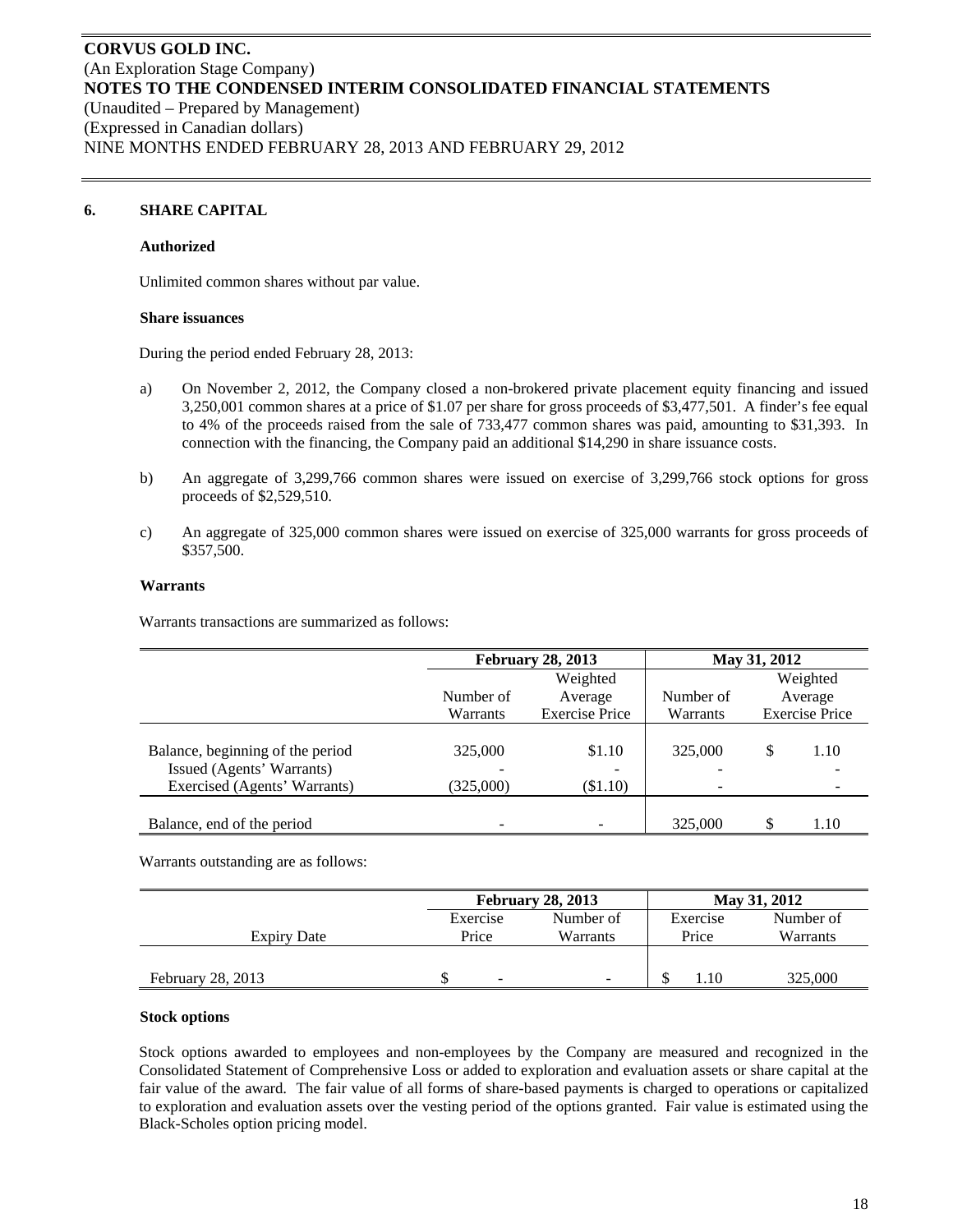**CORVUS GOLD INC.**
(An Exploration Stage Company)
**NOTES TO THE CONDENSED INTERIM CONSOLIDATED FINANCIAL STATEMENTS**
(Unaudited – Prepared by Management)
(Expressed in Canadian dollars)
NINE MONTHS ENDED FEBRUARY 28, 2013 AND FEBRUARY 29, 2012

## 6. SHARE CAPITAL

**Authorized**

Unlimited common shares without par value.

**Share issuances**

During the period ended February 28, 2013:

a) On November 2, 2012, the Company closed a non-brokered private placement equity financing and issued 3,250,001 common shares at a price of $1.07 per share for gross proceeds of $3,477,501. A finder's fee equal to 4% of the proceeds raised from the sale of 733,477 common shares was paid, amounting to $31,393. In connection with the financing, the Company paid an additional $14,290 in share issuance costs.

b) An aggregate of 3,299,766 common shares were issued on exercise of 3,299,766 stock options for gross proceeds of $2,529,510.

c) An aggregate of 325,000 common shares were issued on exercise of 325,000 warrants for gross proceeds of $357,500.

**Warrants**

Warrants transactions are summarized as follows:

| | February 28, 2013 | | May 31, 2012 | |
|---|---|---|---|---|
| | Number of Warrants | Weighted Average Exercise Price | Number of Warrants | Weighted Average Exercise Price |
| Balance, beginning of the period | 325,000 | $1.10 | 325,000 | $ 1.10 |
| Issued (Agents' Warrants) | - | - | - | - |
| Exercised (Agents' Warrants) | (325,000) | ($1.10) | - | - |
| Balance, end of the period | - | - | 325,000 | $ 1.10 |

Warrants outstanding are as follows:

| | February 28, 2013 | | May 31, 2012 | |
|---|---|---|---|---|
| Expiry Date | Exercise Price | Number of Warrants | Exercise Price | Number of Warrants |
| February 28, 2013 | $ - | - | $ 1.10 | 325,000 |

**Stock options**

Stock options awarded to employees and non-employees by the Company are measured and recognized in the Consolidated Statement of Comprehensive Loss or added to exploration and evaluation assets or share capital at the fair value of the award. The fair value of all forms of share-based payments is charged to operations or capitalized to exploration and evaluation assets over the vesting period of the options granted. Fair value is estimated using the Black-Scholes option pricing model.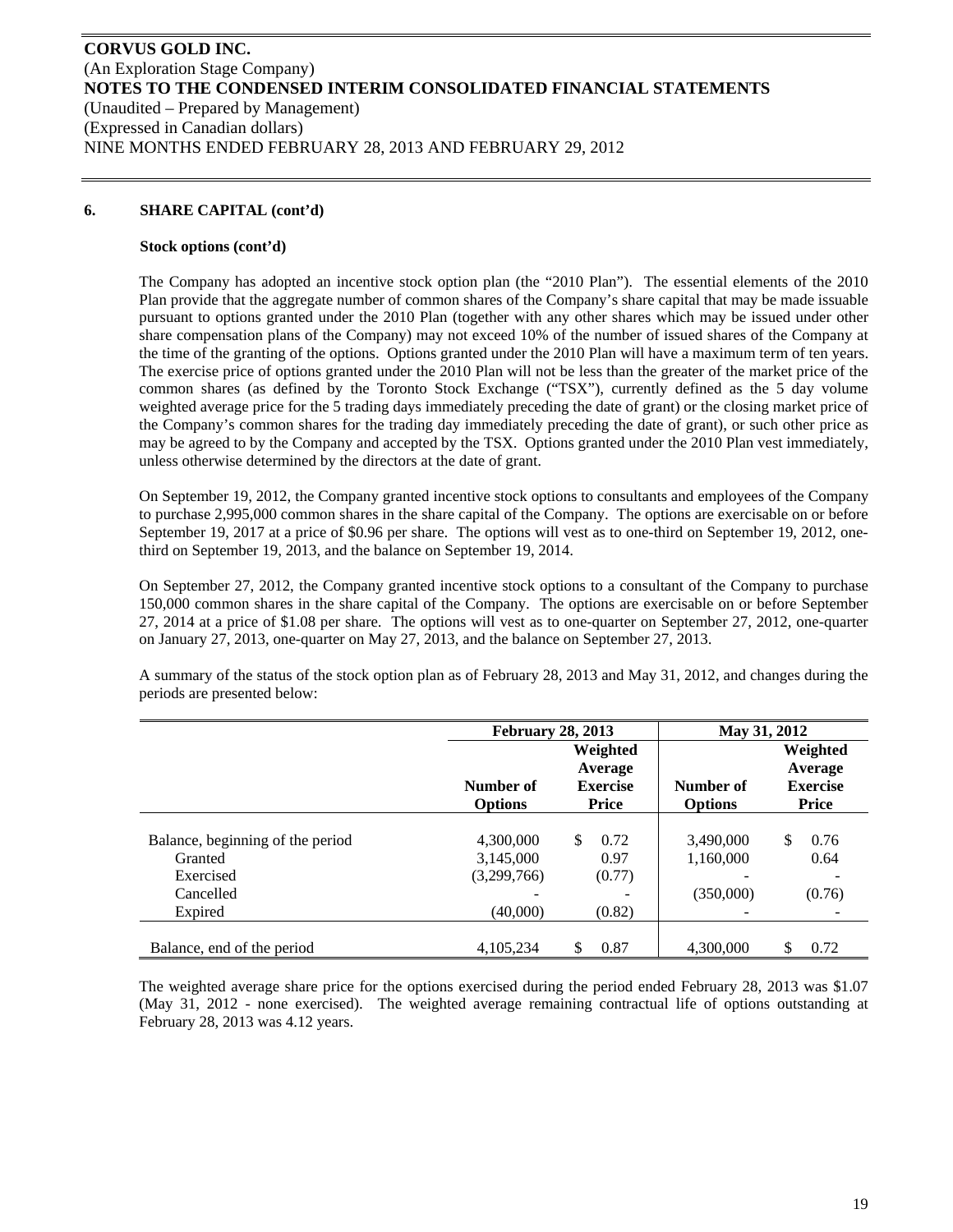**CORVUS GOLD INC.**
(An Exploration Stage Company)
**NOTES TO THE CONDENSED INTERIM CONSOLIDATED FINANCIAL STATEMENTS**
(Unaudited – Prepared by Management)
(Expressed in Canadian dollars)
NINE MONTHS ENDED FEBRUARY 28, 2013 AND FEBRUARY 29, 2012

## 6. SHARE CAPITAL (cont'd)

### Stock options (cont'd)

The Company has adopted an incentive stock option plan (the "2010 Plan"). The essential elements of the 2010 Plan provide that the aggregate number of common shares of the Company's share capital that may be made issuable pursuant to options granted under the 2010 Plan (together with any other shares which may be issued under other share compensation plans of the Company) may not exceed 10% of the number of issued shares of the Company at the time of the granting of the options. Options granted under the 2010 Plan will have a maximum term of ten years. The exercise price of options granted under the 2010 Plan will not be less than the greater of the market price of the common shares (as defined by the Toronto Stock Exchange ("TSX"), currently defined as the 5 day volume weighted average price for the 5 trading days immediately preceding the date of grant) or the closing market price of the Company's common shares for the trading day immediately preceding the date of grant), or such other price as may be agreed to by the Company and accepted by the TSX. Options granted under the 2010 Plan vest immediately, unless otherwise determined by the directors at the date of grant.

On September 19, 2012, the Company granted incentive stock options to consultants and employees of the Company to purchase 2,995,000 common shares in the share capital of the Company. The options are exercisable on or before September 19, 2017 at a price of $0.96 per share. The options will vest as to one-third on September 19, 2012, one-third on September 19, 2013, and the balance on September 19, 2014.

On September 27, 2012, the Company granted incentive stock options to a consultant of the Company to purchase 150,000 common shares in the share capital of the Company. The options are exercisable on or before September 27, 2014 at a price of $1.08 per share. The options will vest as to one-quarter on September 27, 2012, one-quarter on January 27, 2013, one-quarter on May 27, 2013, and the balance on September 27, 2013.

A summary of the status of the stock option plan as of February 28, 2013 and May 31, 2012, and changes during the periods are presented below:

| | February 28, 2013 | | May 31, 2012 | |
|---|---|---|---|---|
| | Number of Options | Weighted Average Exercise Price | Number of Options | Weighted Average Exercise Price |
| Balance, beginning of the period | 4,300,000 | $ 0.72 | 3,490,000 | $ 0.76 |
| Granted | 3,145,000 | 0.97 | 1,160,000 | 0.64 |
| Exercised | (3,299,766) | (0.77) | - | - |
| Cancelled | - | - | (350,000) | (0.76) |
| Expired | (40,000) | (0.82) | - | - |
| Balance, end of the period | 4,105,234 | $ 0.87 | 4,300,000 | $ 0.72 |

The weighted average share price for the options exercised during the period ended February 28, 2013 was $1.07 (May 31, 2012 - none exercised). The weighted average remaining contractual life of options outstanding at February 28, 2013 was 4.12 years.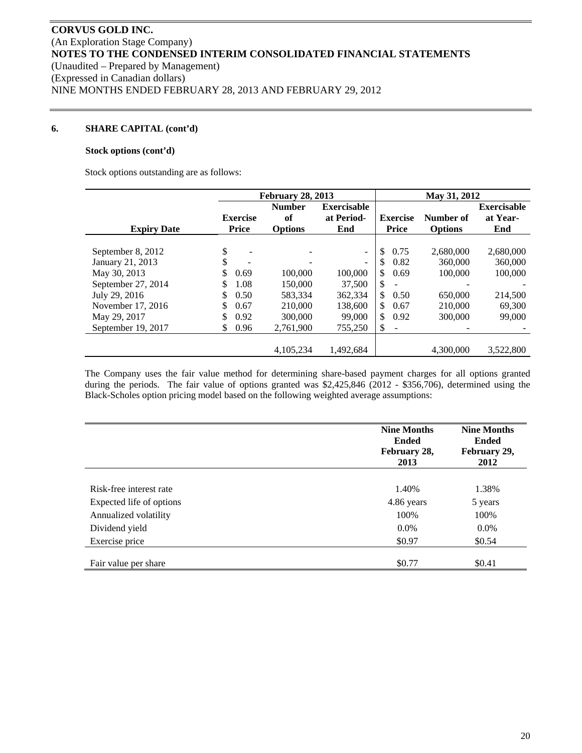**CORVUS GOLD INC.**
(An Exploration Stage Company)
**NOTES TO THE CONDENSED INTERIM CONSOLIDATED FINANCIAL STATEMENTS**
(Unaudited – Prepared by Management)
(Expressed in Canadian dollars)
NINE MONTHS ENDED FEBRUARY 28, 2013 AND FEBRUARY 29, 2012

## 6. SHARE CAPITAL (cont'd)

### Stock options (cont'd)

Stock options outstanding are as follows:

| | February 28, 2013 | | | May 31, 2012 | | |
|---|---|---|---|---|---|---|
| **Expiry Date** | **Exercise Price** | **Number of Options** | **Exercisable at Period-End** | **Exercise Price** | **Number of Options** | **Exercisable at Year-End** |
| September 8, 2012 | $ - | - | - | $ 0.75 | 2,680,000 | 2,680,000 |
| January 21, 2013 | $ - | - | - | $ 0.82 | 360,000 | 360,000 |
| May 30, 2013 | $ 0.69 | 100,000 | 100,000 | $ 0.69 | 100,000 | 100,000 |
| September 27, 2014 | $ 1.08 | 150,000 | 37,500 | $ - | - | - |
| July 29, 2016 | $ 0.50 | 583,334 | 362,334 | $ 0.50 | 650,000 | 214,500 |
| November 17, 2016 | $ 0.67 | 210,000 | 138,600 | $ 0.67 | 210,000 | 69,300 |
| May 29, 2017 | $ 0.92 | 300,000 | 99,000 | $ 0.92 | 300,000 | 99,000 |
| September 19, 2017 | $ 0.96 | 2,761,900 | 755,250 | $ - | - | - |
| | | 4,105,234 | 1,492,684 | | 4,300,000 | 3,522,800 |

The Company uses the fair value method for determining share-based payment charges for all options granted during the periods. The fair value of options granted was $2,425,846 (2012 - $356,706), determined using the Black-Scholes option pricing model based on the following weighted average assumptions:

| | Nine Months Ended February 28, 2013 | Nine Months Ended February 29, 2012 |
|---|---|---|
| Risk-free interest rate | 1.40% | 1.38% |
| Expected life of options | 4.86 years | 5 years |
| Annualized volatility | 100% | 100% |
| Dividend yield | 0.0% | 0.0% |
| Exercise price | $0.97 | $0.54 |
| Fair value per share | $0.77 | $0.41 |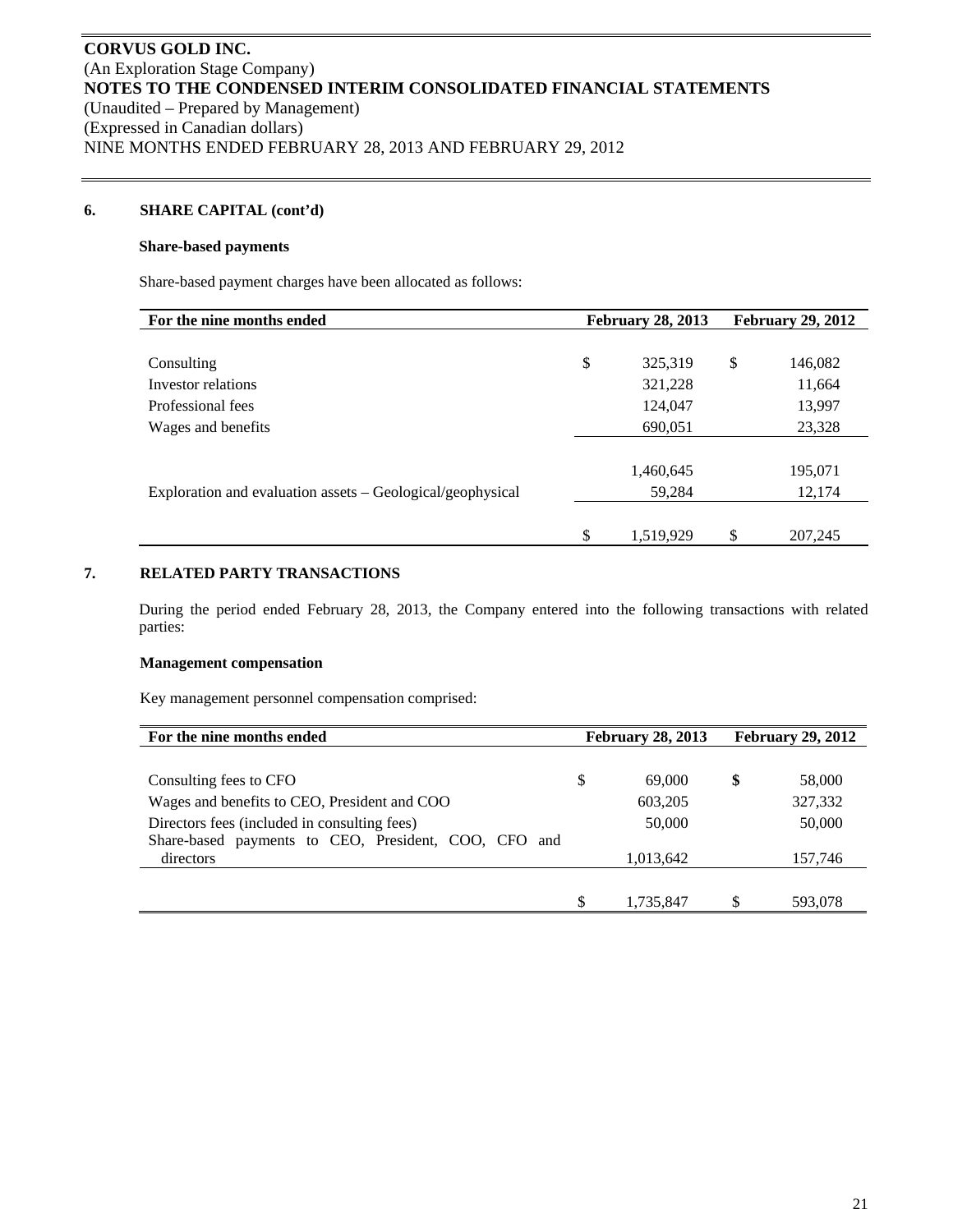## 6. SHARE CAPITAL (cont'd)

### Share-based payments

Share-based payment charges have been allocated as follows:

| For the nine months ended | February 28, 2013 | February 29, 2012 |
|---|---|---|
| Consulting | $ 325,319 | $ 146,082 |
| Investor relations | 321,228 | 11,664 |
| Professional fees | 124,047 | 13,997 |
| Wages and benefits | 690,051 | 23,328 |
| | 1,460,645 | 195,071 |
| Exploration and evaluation assets – Geological/geophysical | 59,284 | 12,174 |
| | $ 1,519,929 | $ 207,245 |

## 7. RELATED PARTY TRANSACTIONS

During the period ended February 28, 2013, the Company entered into the following transactions with related parties:

### Management compensation

Key management personnel compensation comprised:

| For the nine months ended | February 28, 2013 | February 29, 2012 |
|---|---|---|
| Consulting fees to CFO | $ 69,000 | **$** 58,000 |
| Wages and benefits to CEO, President and COO | 603,205 | 327,332 |
| Directors fees (included in consulting fees) | 50,000 | 50,000 |
| Share-based payments to CEO, President, COO, CFO and directors | 1,013,642 | 157,746 |
| | $ 1,735,847 | $ 593,078 |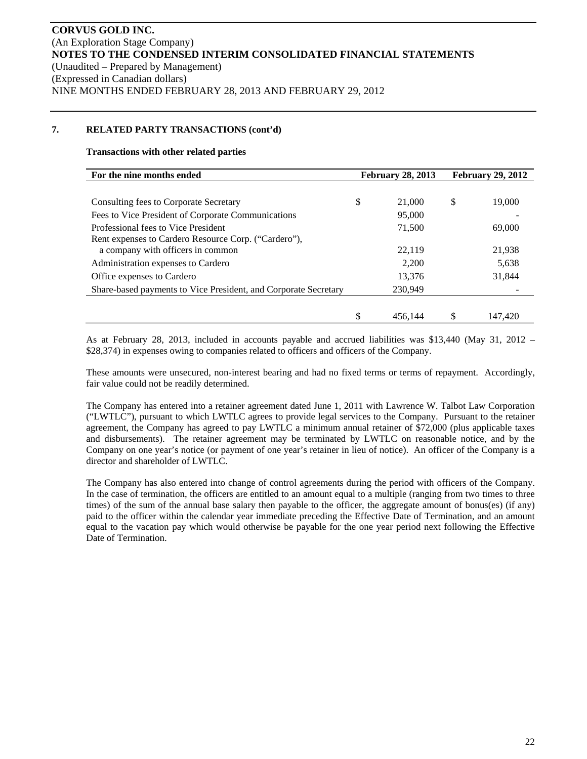**CORVUS GOLD INC.**
(An Exploration Stage Company)
**NOTES TO THE CONDENSED INTERIM CONSOLIDATED FINANCIAL STATEMENTS**
(Unaudited – Prepared by Management)
(Expressed in Canadian dollars)
NINE MONTHS ENDED FEBRUARY 28, 2013 AND FEBRUARY 29, 2012

## 7. RELATED PARTY TRANSACTIONS (cont'd)

**Transactions with other related parties**

| For the nine months ended | February 28, 2013 | February 29, 2012 |
|---|---|---|
| Consulting fees to Corporate Secretary | $ 21,000 | $ 19,000 |
| Fees to Vice President of Corporate Communications | 95,000 | - |
| Professional fees to Vice President | 71,500 | 69,000 |
| Rent expenses to Cardero Resource Corp. ("Cardero"), a company with officers in common | 22,119 | 21,938 |
| Administration expenses to Cardero | 2,200 | 5,638 |
| Office expenses to Cardero | 13,376 | 31,844 |
| Share-based payments to Vice President, and Corporate Secretary | 230,949 | - |
| | $ 456,144 | $ 147,420 |

As at February 28, 2013, included in accounts payable and accrued liabilities was $13,440 (May 31, 2012 – $28,374) in expenses owing to companies related to officers and officers of the Company.

These amounts were unsecured, non-interest bearing and had no fixed terms or terms of repayment. Accordingly, fair value could not be readily determined.

The Company has entered into a retainer agreement dated June 1, 2011 with Lawrence W. Talbot Law Corporation ("LWTLC"), pursuant to which LWTLC agrees to provide legal services to the Company. Pursuant to the retainer agreement, the Company has agreed to pay LWTLC a minimum annual retainer of $72,000 (plus applicable taxes and disbursements). The retainer agreement may be terminated by LWTLC on reasonable notice, and by the Company on one year's notice (or payment of one year's retainer in lieu of notice). An officer of the Company is a director and shareholder of LWTLC.

The Company has also entered into change of control agreements during the period with officers of the Company. In the case of termination, the officers are entitled to an amount equal to a multiple (ranging from two times to three times) of the sum of the annual base salary then payable to the officer, the aggregate amount of bonus(es) (if any) paid to the officer within the calendar year immediate preceding the Effective Date of Termination, and an amount equal to the vacation pay which would otherwise be payable for the one year period next following the Effective Date of Termination.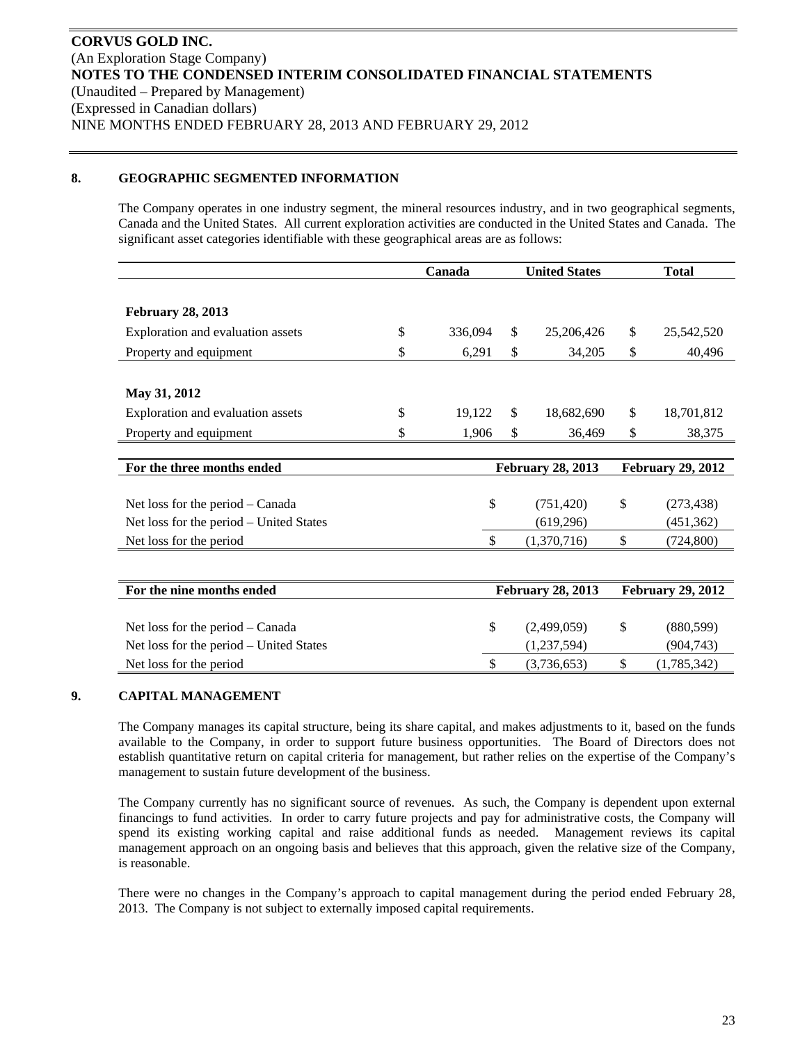**CORVUS GOLD INC.**
(An Exploration Stage Company)
**NOTES TO THE CONDENSED INTERIM CONSOLIDATED FINANCIAL STATEMENTS**
(Unaudited – Prepared by Management)
(Expressed in Canadian dollars)
NINE MONTHS ENDED FEBRUARY 28, 2013 AND FEBRUARY 29, 2012

## 8. GEOGRAPHIC SEGMENTED INFORMATION

The Company operates in one industry segment, the mineral resources industry, and in two geographical segments, Canada and the United States. All current exploration activities are conducted in the United States and Canada. The significant asset categories identifiable with these geographical areas are as follows:

| | Canada | United States | Total |
|---|---|---|---|
| **February 28, 2013** | | | |
| Exploration and evaluation assets | $ 336,094 | $ 25,206,426 | $ 25,542,520 |
| Property and equipment | $ 6,291 | $ 34,205 | $ 40,496 |
| **May 31, 2012** | | | |
| Exploration and evaluation assets | $ 19,122 | $ 18,682,690 | $ 18,701,812 |
| Property and equipment | $ 1,906 | $ 36,469 | $ 38,375 |

| For the three months ended | February 28, 2013 | February 29, 2012 |
|---|---|---|
| Net loss for the period – Canada | $ (751,420) | $ (273,438) |
| Net loss for the period – United States | (619,296) | (451,362) |
| Net loss for the period | $ (1,370,716) | $ (724,800) |

| For the nine months ended | February 28, 2013 | February 29, 2012 |
|---|---|---|
| Net loss for the period – Canada | $ (2,499,059) | $ (880,599) |
| Net loss for the period – United States | (1,237,594) | (904,743) |
| Net loss for the period | $ (3,736,653) | $ (1,785,342) |

## 9. CAPITAL MANAGEMENT

The Company manages its capital structure, being its share capital, and makes adjustments to it, based on the funds available to the Company, in order to support future business opportunities. The Board of Directors does not establish quantitative return on capital criteria for management, but rather relies on the expertise of the Company's management to sustain future development of the business.

The Company currently has no significant source of revenues. As such, the Company is dependent upon external financings to fund activities. In order to carry future projects and pay for administrative costs, the Company will spend its existing working capital and raise additional funds as needed. Management reviews its capital management approach on an ongoing basis and believes that this approach, given the relative size of the Company, is reasonable.

There were no changes in the Company's approach to capital management during the period ended February 28, 2013. The Company is not subject to externally imposed capital requirements.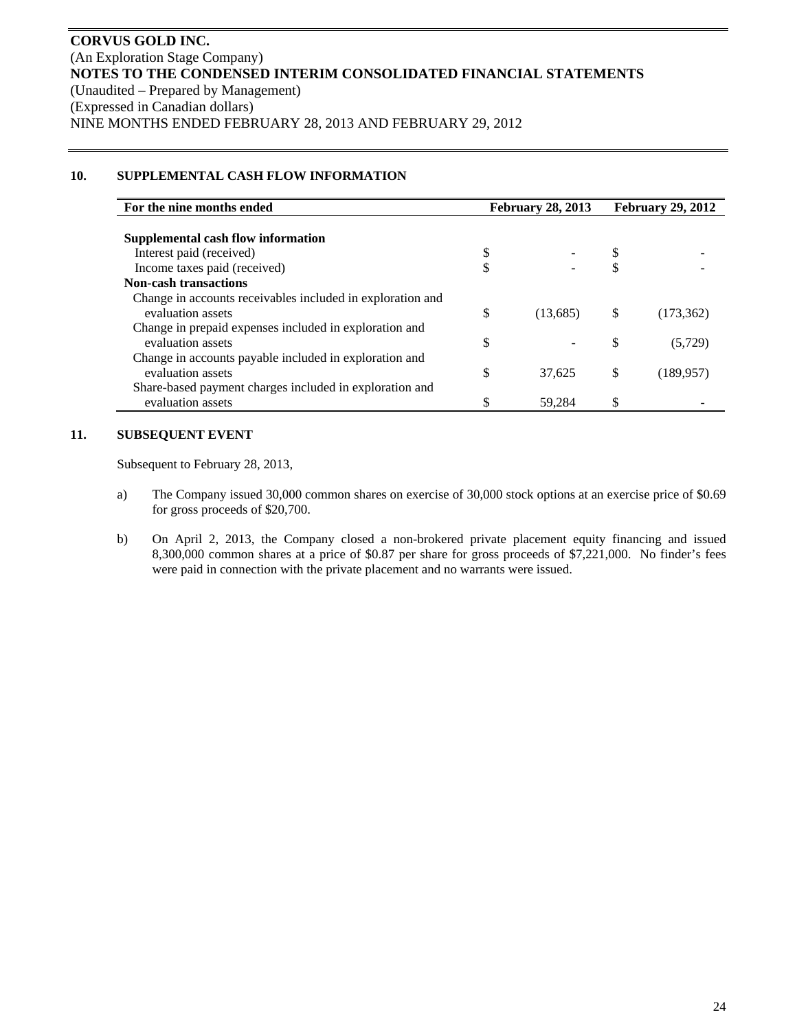**CORVUS GOLD INC.**
(An Exploration Stage Company)
**NOTES TO THE CONDENSED INTERIM CONSOLIDATED FINANCIAL STATEMENTS**
(Unaudited – Prepared by Management)
(Expressed in Canadian dollars)
NINE MONTHS ENDED FEBRUARY 28, 2013 AND FEBRUARY 29, 2012

## 10. SUPPLEMENTAL CASH FLOW INFORMATION

| For the nine months ended | February 28, 2013 | February 29, 2012 |
|---|---|---|
| **Supplemental cash flow information** | | |
| Interest paid (received) | $ - | $ - |
| Income taxes paid (received) | $ - | $ - |
| **Non-cash transactions** | | |
| Change in accounts receivables included in exploration and evaluation assets | $ (13,685) | $ (173,362) |
| Change in prepaid expenses included in exploration and evaluation assets | $ - | $ (5,729) |
| Change in accounts payable included in exploration and evaluation assets | $ 37,625 | $ (189,957) |
| Share-based payment charges included in exploration and evaluation assets | $ 59,284 | $ - |

## 11. SUBSEQUENT EVENT

Subsequent to February 28, 2013,

a) The Company issued 30,000 common shares on exercise of 30,000 stock options at an exercise price of $0.69 for gross proceeds of $20,700.

b) On April 2, 2013, the Company closed a non-brokered private placement equity financing and issued 8,300,000 common shares at a price of $0.87 per share for gross proceeds of $7,221,000. No finder's fees were paid in connection with the private placement and no warrants were issued.